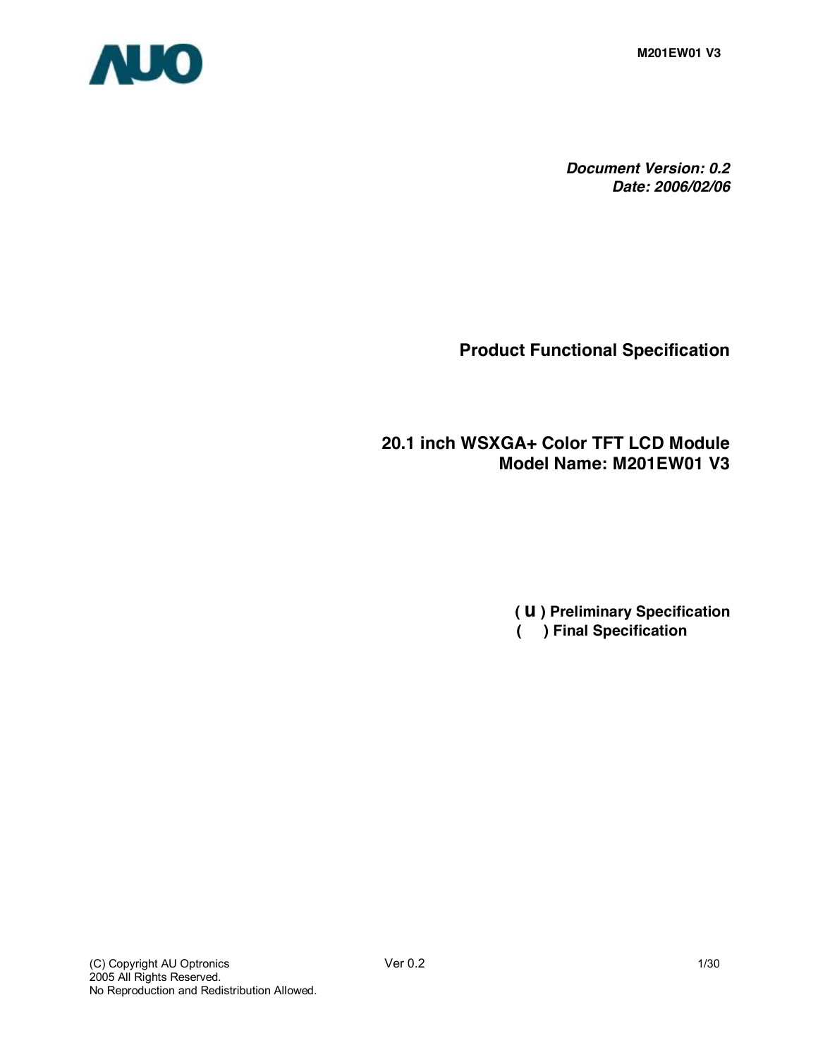*Document Version: 0.2*
*Date: 2006/02/06*

# Product Functional Specification

## 20.1 inch WSXGA+ Color TFT LCD Module
## Model Name: M201EW01 V3

**( u ) Preliminary Specification**
**(   ) Final Specification**

(C) Copyright AU Optronics
2005 All Rights Reserved.
No Reproduction and Redistribution Allowed.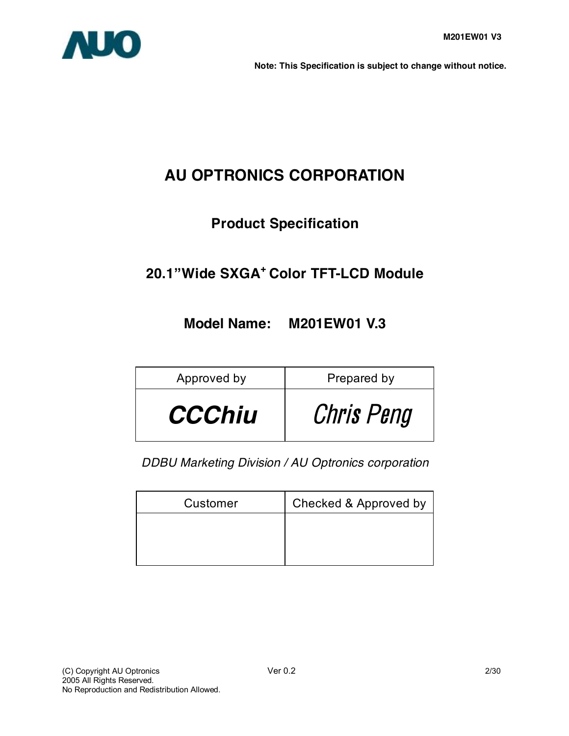**Note: This Specification is subject to change without notice.**

# AU OPTRONICS CORPORATION

## Product Specification

## 20.1"Wide SXGA+ Color TFT-LCD Module

## Model Name: M201EW01 V.3

| Approved by | Prepared by |
|---|---|
| CCChiu | Chris Peng |

*DDBU Marketing Division / AU Optronics corporation*

| Customer | Checked & Approved by |
|---|---|
| | |

(C) Copyright AU Optronics
2005 All Rights Reserved.
No Reproduction and Redistribution Allowed.

Ver 0.2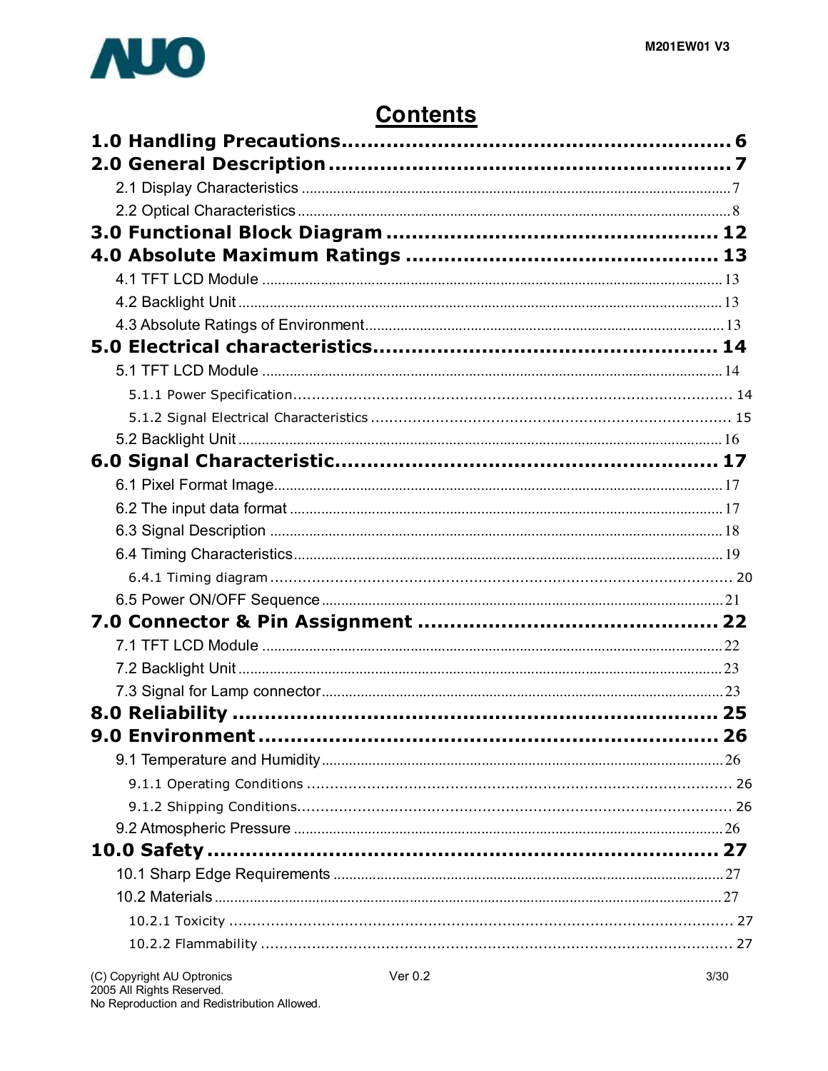# Contents

**1.0 Handling Precautions ........................................................ 6**

**2.0 General Description ........................................................ 7**

- 2.1 Display Characteristics ........................................................ 7
- 2.2 Optical Characteristics ........................................................ 8

**3.0 Functional Block Diagram ........................................................ 12**

**4.0 Absolute Maximum Ratings ........................................................ 13**

- 4.1 TFT LCD Module ........................................................ 13
- 4.2 Backlight Unit ........................................................ 13
- 4.3 Absolute Ratings of Environment ........................................................ 13

**5.0 Electrical characteristics ........................................................ 14**

- 5.1 TFT LCD Module ........................................................ 14
  - 5.1.1 Power Specification ........................................................ 14
  - 5.1.2 Signal Electrical Characteristics ........................................................ 15
- 5.2 Backlight Unit ........................................................ 16

**6.0 Signal Characteristic ........................................................ 17**

- 6.1 Pixel Format Image ........................................................ 17
- 6.2 The input data format ........................................................ 17
- 6.3 Signal Description ........................................................ 18
- 6.4 Timing Characteristics ........................................................ 19
  - 6.4.1 Timing diagram ........................................................ 20
- 6.5 Power ON/OFF Sequence ........................................................ 21

**7.0 Connector & Pin Assignment ........................................................ 22**

- 7.1 TFT LCD Module ........................................................ 22
- 7.2 Backlight Unit ........................................................ 23
- 7.3 Signal for Lamp connector ........................................................ 23

**8.0 Reliability ........................................................ 25**

**9.0 Environment ........................................................ 26**

- 9.1 Temperature and Humidity ........................................................ 26
  - 9.1.1 Operating Conditions ........................................................ 26
  - 9.1.2 Shipping Conditions ........................................................ 26
- 9.2 Atmospheric Pressure ........................................................ 26

**10.0 Safety ........................................................ 27**

- 10.1 Sharp Edge Requirements ........................................................ 27
- 10.2 Materials ........................................................ 27
  - 10.2.1 Toxicity ........................................................ 27
  - 10.2.2 Flammability ........................................................ 27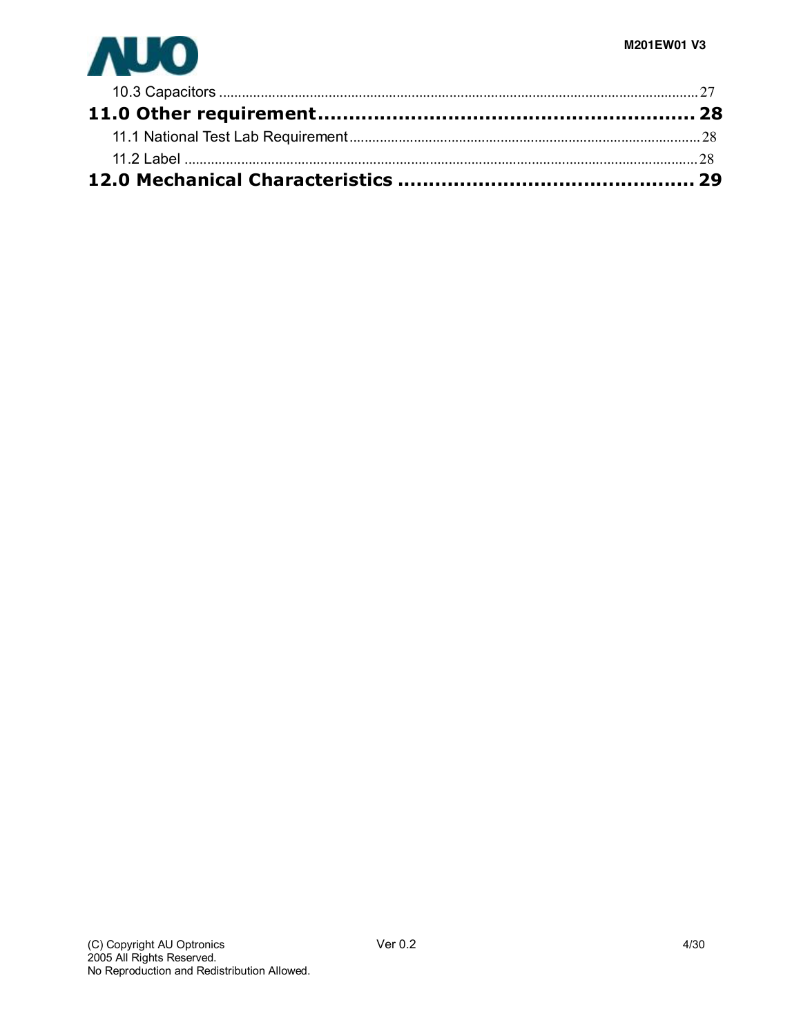10.3 Capacitors ........................................................................................................................ 27

**11.0 Other requirement........................................................ 28**

11.1 National Test Lab Requirement........................................................................................ 28

11.2 Label ................................................................................................................................ 28

**12.0 Mechanical Characteristics ............................................. 29**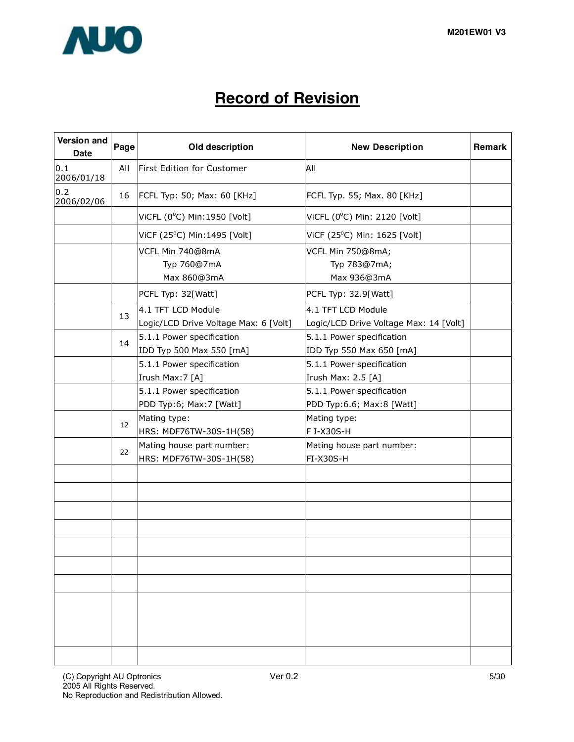# Record of Revision

| Version and Date | Page | Old description | New Description | Remark |
|---|---|---|---|---|
| 0.1 2006/01/18 | All | First Edition for Customer | All | |
| 0.2 2006/02/06 | 16 | FCFL Typ: 50; Max: 60 [KHz] | FCFL Typ. 55; Max. 80 [KHz] | |
| | | ViCFL (0°C) Min:1950 [Volt] | ViCFL (0°C) Min: 2120 [Volt] | |
| | | ViCF (25°C) Min:1495 [Volt] | ViCF (25°C) Min: 1625 [Volt] | |
| | | VCFL Min 740@8mA<br>Typ 760@7mA<br>Max 860@3mA | VCFL Min 750@8mA;<br>Typ 783@7mA;<br>Max 936@3mA | |
| | | PCFL Typ: 32[Watt] | PCFL Typ: 32.9[Watt] | |
| | 13 | 4.1 TFT LCD Module<br>Logic/LCD Drive Voltage Max: 6 [Volt] | 4.1 TFT LCD Module<br>Logic/LCD Drive Voltage Max: 14 [Volt] | |
| | 14 | 5.1.1 Power specification<br>IDD Typ 500 Max 550 [mA] | 5.1.1 Power specification<br>IDD Typ 550 Max 650 [mA] | |
| | | 5.1.1 Power specification<br>Irush Max:7 [A] | 5.1.1 Power specification<br>Irush Max: 2.5 [A] | |
| | | 5.1.1 Power specification<br>PDD Typ:6; Max:7 [Watt] | 5.1.1 Power specification<br>PDD Typ:6.6; Max:8 [Watt] | |
| | 12 | Mating type:<br>HRS: MDF76TW-30S-1H(58) | Mating type:<br>F I-X30S-H | |
| | 22 | Mating house part number:<br>HRS: MDF76TW-30S-1H(58) | Mating house part number:<br>FI-X30S-H | |
| | | | | |
| | | | | |
| | | | | |
| | | | | |
| | | | | |
| | | | | |
| | | | | |
| | | | | |
| | | | | |

(C) Copyright AU Optronics
2005 All Rights Reserved.
No Reproduction and Redistribution Allowed.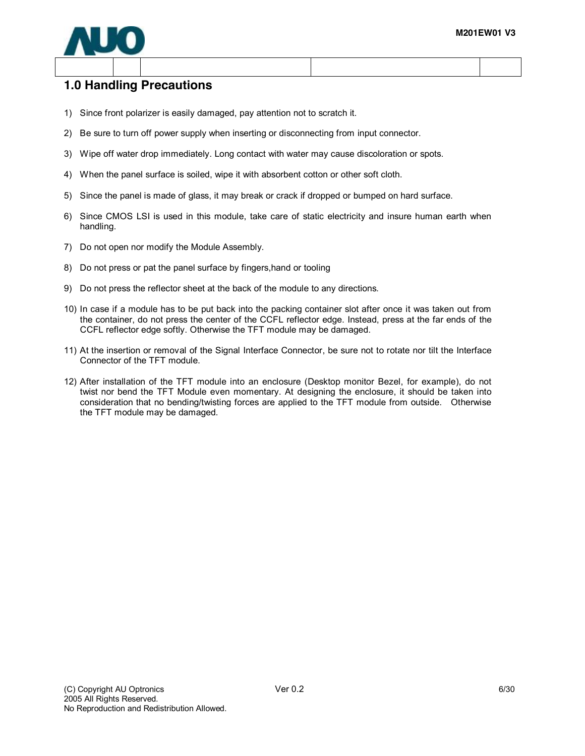## 1.0 Handling Precautions

1) Since front polarizer is easily damaged, pay attention not to scratch it.
2) Be sure to turn off power supply when inserting or disconnecting from input connector.
3) Wipe off water drop immediately. Long contact with water may cause discoloration or spots.
4) When the panel surface is soiled, wipe it with absorbent cotton or other soft cloth.
5) Since the panel is made of glass, it may break or crack if dropped or bumped on hard surface.
6) Since CMOS LSI is used in this module, take care of static electricity and insure human earth when handling.
7) Do not open nor modify the Module Assembly.
8) Do not press or pat the panel surface by fingers,hand or tooling
9) Do not press the reflector sheet at the back of the module to any directions.
10) In case if a module has to be put back into the packing container slot after once it was taken out from the container, do not press the center of the CCFL reflector edge. Instead, press at the far ends of the CCFL reflector edge softly. Otherwise the TFT module may be damaged.
11) At the insertion or removal of the Signal Interface Connector, be sure not to rotate nor tilt the Interface Connector of the TFT module.
12) After installation of the TFT module into an enclosure (Desktop monitor Bezel, for example), do not twist nor bend the TFT Module even momentary. At designing the enclosure, it should be taken into consideration that no bending/twisting forces are applied to the TFT module from outside. Otherwise the TFT module may be damaged.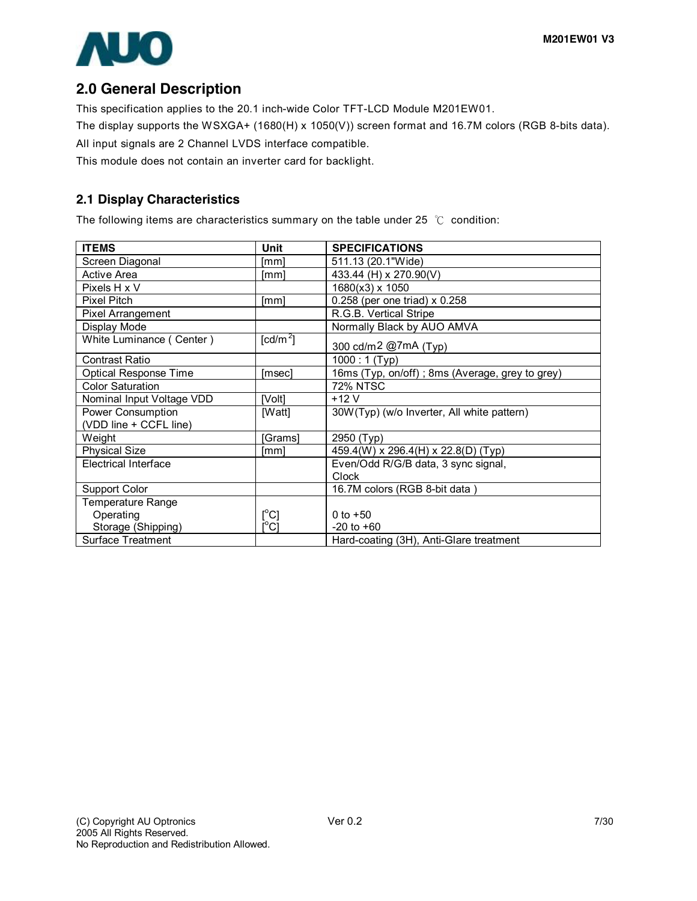## 2.0 General Description

This specification applies to the 20.1 inch-wide Color TFT-LCD Module M201EW01.

The display supports the WSXGA+ (1680(H) x 1050(V)) screen format and 16.7M colors (RGB 8-bits data).

All input signals are 2 Channel LVDS interface compatible.

This module does not contain an inverter card for backlight.

### 2.1 Display Characteristics

The following items are characteristics summary on the table under 25 ℃ condition:

| ITEMS | Unit | SPECIFICATIONS |
|---|---|---|
| Screen Diagonal | [mm] | 511.13 (20.1"Wide) |
| Active Area | [mm] | 433.44 (H) x 270.90(V) |
| Pixels H x V | | 1680(x3) x 1050 |
| Pixel Pitch | [mm] | 0.258 (per one triad) x 0.258 |
| Pixel Arrangement | | R.G.B. Vertical Stripe |
| Display Mode | | Normally Black by AUO AMVA |
| White Luminance ( Center ) | [cd/m$^2$] | 300 cd/m2 @7mA (Typ) |
| Contrast Ratio | | 1000 : 1 (Typ) |
| Optical Response Time | [msec] | 16ms (Typ, on/off) ; 8ms (Average, grey to grey) |
| Color Saturation | | 72% NTSC |
| Nominal Input Voltage VDD | [Volt] | +12 V |
| Power Consumption (VDD line + CCFL line) | [Watt] | 30W(Typ) (w/o Inverter, All white pattern) |
| Weight | [Grams] | 2950 (Typ) |
| Physical Size | [mm] | 459.4(W) x 296.4(H) x 22.8(D) (Typ) |
| Electrical Interface | | Even/Odd R/G/B data, 3 sync signal, Clock |
| Support Color | | 16.7M colors (RGB 8-bit data ) |
| Temperature Range | | |
| Operating | [$^o$C] | 0 to +50 |
| Storage (Shipping) | [$^o$C] | -20 to +60 |
| Surface Treatment | | Hard-coating (3H), Anti-Glare treatment |

(C) Copyright AU Optronics 2005 All Rights Reserved. No Reproduction and Redistribution Allowed.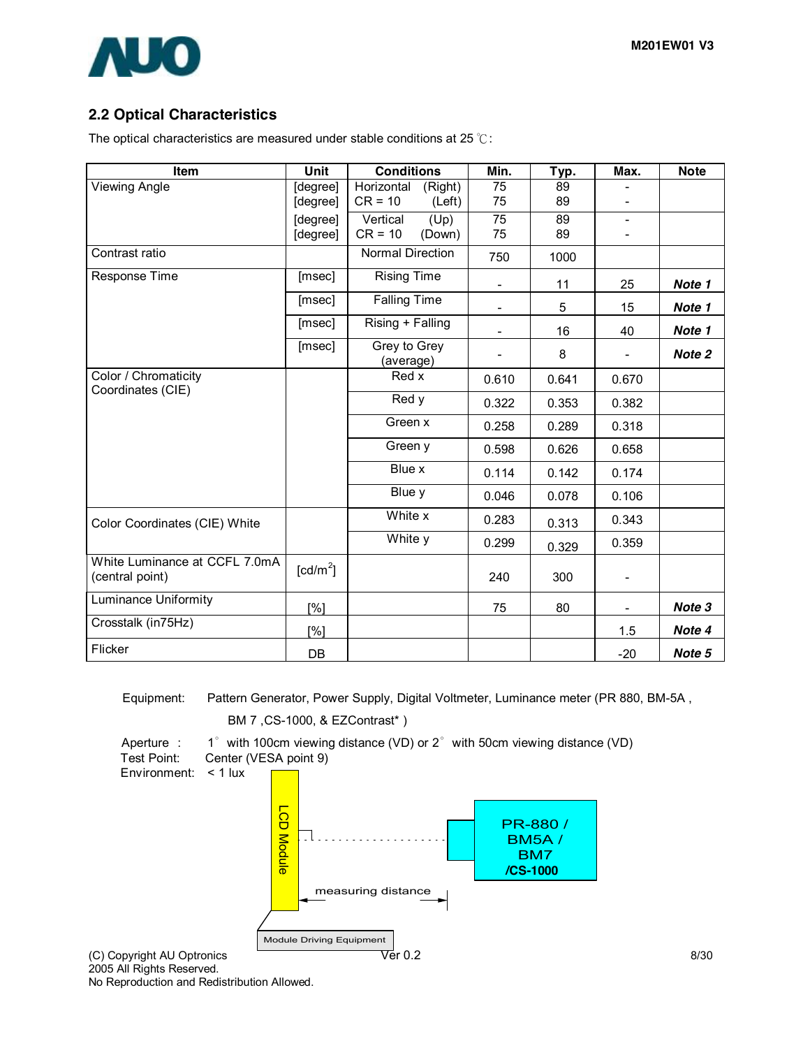## 2.2 Optical Characteristics

The optical characteristics are measured under stable conditions at 25 ℃:

| Item | Unit | Conditions | Min. | Typ. | Max. | Note |
|---|---|---|---|---|---|---|
| Viewing Angle | [degree] | Horizontal (Right) CR = 10 | 75 | 89 | - | |
| | [degree] | (Left) | 75 | 89 | - | |
| | [degree] | Vertical (Up) CR = 10 | 75 | 89 | - | |
| | [degree] | (Down) | 75 | 89 | - | |
| Contrast ratio | | Normal Direction | 750 | 1000 | | |
| Response Time | [msec] | Rising Time | - | 11 | 25 | ***Note 1*** |
| | [msec] | Falling Time | - | 5 | 15 | ***Note 1*** |
| | [msec] | Rising + Falling | - | 16 | 40 | ***Note 1*** |
| | [msec] | Grey to Grey (average) | - | 8 | - | ***Note 2*** |
| Color / Chromaticity Coordinates (CIE) | | Red x | 0.610 | 0.641 | 0.670 | |
| | | Red y | 0.322 | 0.353 | 0.382 | |
| | | Green x | 0.258 | 0.289 | 0.318 | |
| | | Green y | 0.598 | 0.626 | 0.658 | |
| | | Blue x | 0.114 | 0.142 | 0.174 | |
| | | Blue y | 0.046 | 0.078 | 0.106 | |
| Color Coordinates (CIE) White | | White x | 0.283 | 0.313 | 0.343 | |
| | | White y | 0.299 | 0.329 | 0.359 | |
| White Luminance at CCFL 7.0mA (central point) | [cd/m$^2$] | | 240 | 300 | - | |
| Luminance Uniformity | [%] | | 75 | 80 | - | ***Note 3*** |
| Crosstalk (in75Hz) | [%] | | | | 1.5 | ***Note 4*** |
| Flicker | DB | | | | -20 | ***Note 5*** |

Equipment: Pattern Generator, Power Supply, Digital Voltmeter, Luminance meter (PR 880, BM-5A , BM 7 ,CS-1000, & EZContrast* )

Aperture : 1° with 100cm viewing distance (VD) or 2° with 50cm viewing distance (VD)
Test Point: Center (VESA point 9)
Environment: < 1 lux

LCD Module

PR-880 / BM5A / BM7 **/CS-1000**

measuring distance

Module Driving Equipment

(C) Copyright AU Optronics
2005 All Rights Reserved.
No Reproduction and Redistribution Allowed.

Ver 0.2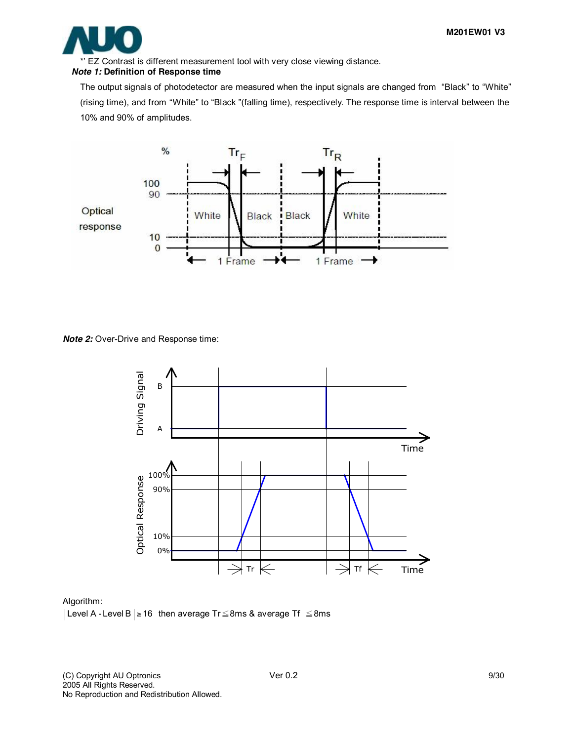*' EZ Contrast is different measurement tool with very close viewing distance.

***Note 1:*** **Definition of Response time**

The output signals of photodetector are measured when the input signals are changed from "Black" to "White" (rising time), and from "White" to "Black "(falling time), respectively. The response time is interval between the 10% and 90% of amplitudes.

***Note 2:*** Over-Drive and Response time:

Algorithm:

|Level A - Level B| ≥ 16 then average Tr ≦ 8ms & average Tf ≦ 8ms

(C) Copyright AU Optronics
2005 All Rights Reserved.
No Reproduction and Redistribution Allowed.

Ver 0.2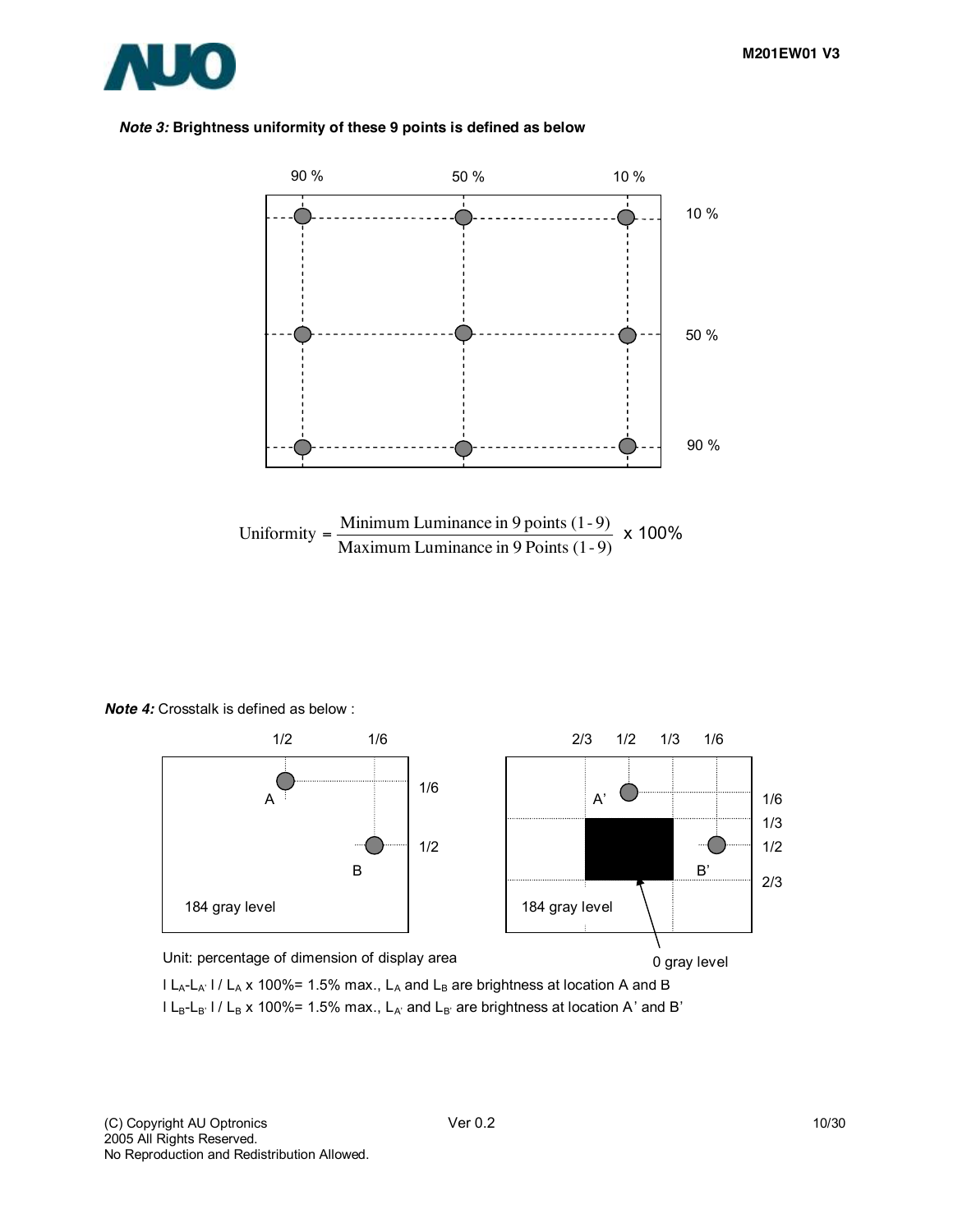***Note 3:*** **Brightness uniformity of these 9 points is defined as below**

90 % 50 % 10 %

10 %

50 %

90 %

$$\text{Uniformity} = \frac{\text{Minimum Luminance in 9 points (1-9)}}{\text{Maximum Luminance in 9 Points (1-9)}} \times 100\%$$

***Note 4:*** Crosstalk is defined as below :

1/2 1/6

1/6

A

1/2

B

184 gray level

2/3 1/2 1/3 1/6

A'

1/6

1/3

1/2

B'

2/3

184 gray level

Unit: percentage of dimension of display area

0 gray level

$| L_A - L_{A'} | / L_A \times 100\% = 1.5\%$ max., $L_A$ and $L_B$ are brightness at location A and B

$| L_B - L_{B'} | / L_B \times 100\% = 1.5\%$ max., $L_{A'}$ and $L_{B'}$ are brightness at location A' and B'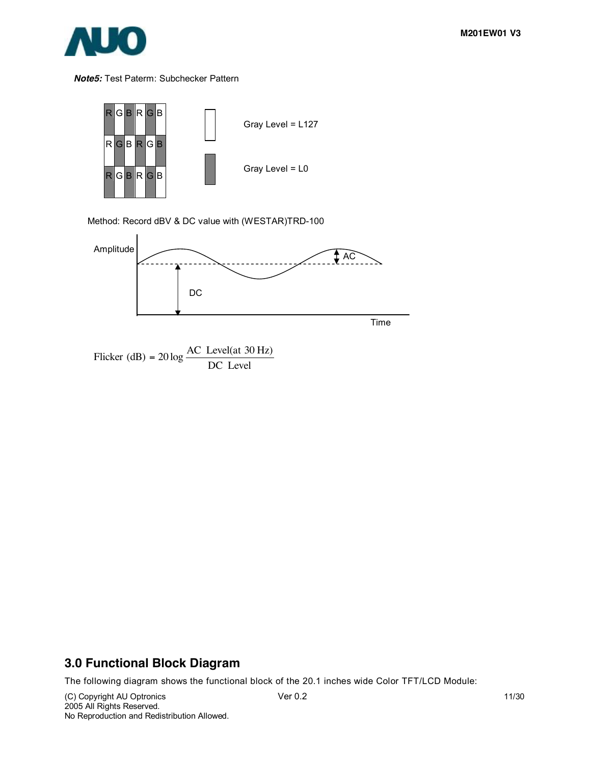***Note5:*** Test Paterm: Subchecker Pattern

Gray Level = L127

Gray Level = L0

Method: Record dBV & DC value with (WESTAR)TRD-100

$$\text{Flicker (dB)} = 20\log\frac{\text{AC Level(at 30 Hz)}}{\text{DC Level}}$$

## 3.0 Functional Block Diagram

The following diagram shows the functional block of the 20.1 inches wide Color TFT/LCD Module: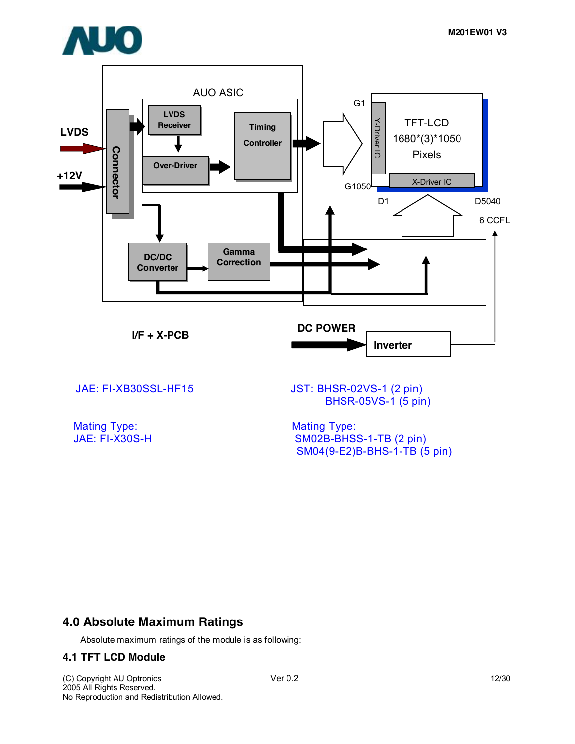AUO ASIC

LVDS

+12V

Connector

LVDS Receiver

Over-Driver

Timing Controller

G1

G1050

Y-Driver IC

TFT-LCD 1680*(3)*1050 Pixels

X-Driver IC

D1

D5040

6 CCFL

DC/DC Converter

Gamma Correction

I/F + X-PCB

DC POWER

Inverter

JAE: FI-XB30SSL-HF15

Mating Type:
JAE: FI-X30S-H

JST: BHSR-02VS-1 (2 pin)
BHSR-05VS-1 (5 pin)

Mating Type:
SM02B-BHSS-1-TB (2 pin)
SM04(9-E2)B-BHS-1-TB (5 pin)

## 4.0 Absolute Maximum Ratings

Absolute maximum ratings of the module is as following:

### 4.1 TFT LCD Module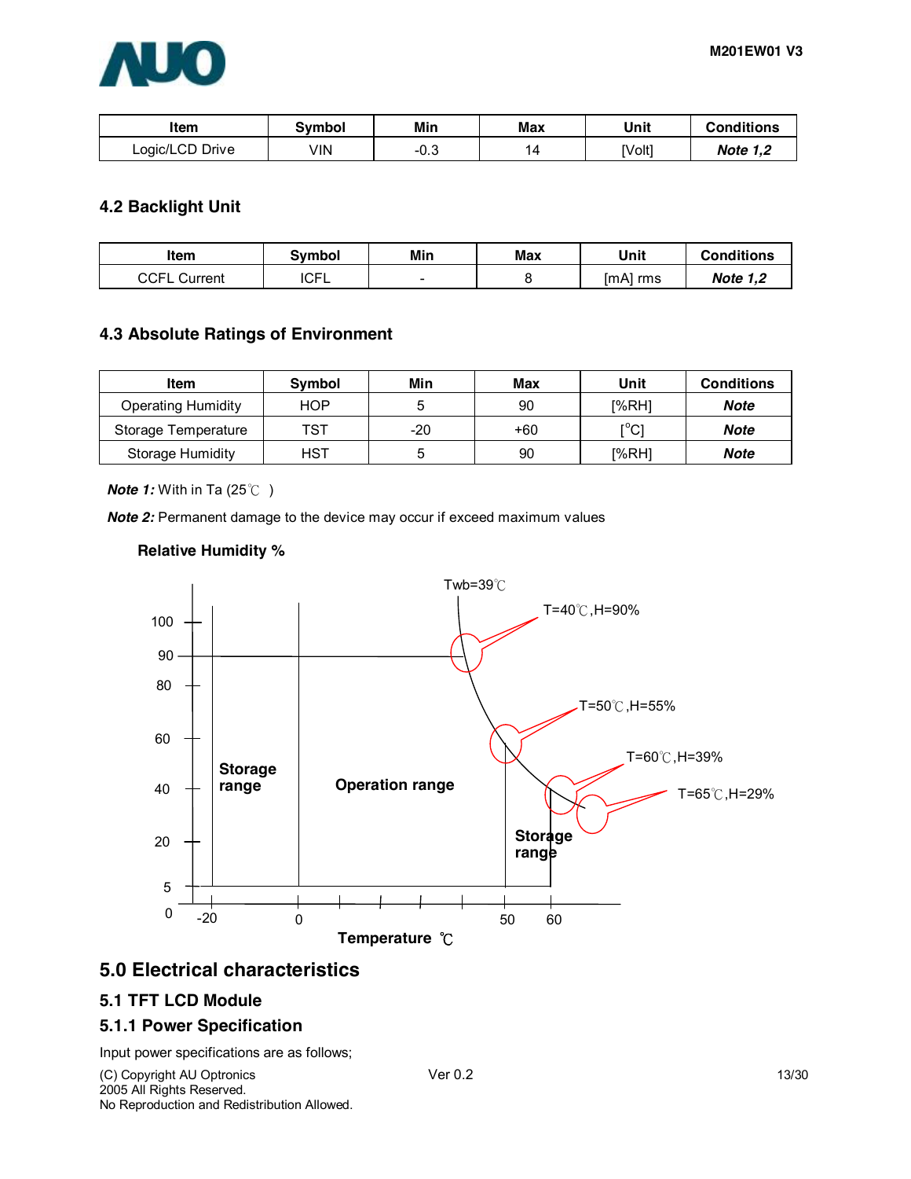| Item | Symbol | Min | Max | Unit | Conditions |
|---|---|---|---|---|---|
| Logic/LCD Drive | VIN | -0.3 | 14 | [Volt] | ***Note 1,2*** |

### 4.2 Backlight Unit

| Item | Symbol | Min | Max | Unit | Conditions |
|---|---|---|---|---|---|
| CCFL Current | ICFL | - | 8 | [mA] rms | ***Note 1,2*** |

### 4.3 Absolute Ratings of Environment

| Item | Symbol | Min | Max | Unit | Conditions |
|---|---|---|---|---|---|
| Operating Humidity | HOP | 5 | 90 | [%RH] | ***Note*** |
| Storage Temperature | TST | -20 | +60 | [°C] | ***Note*** |
| Storage Humidity | HST | 5 | 90 | [%RH] | ***Note*** |

***Note 1:*** With in Ta (25℃ )

***Note 2:*** Permanent damage to the device may occur if exceed maximum values

**Relative Humidity %**

Twb=39℃

T=40℃,H=90%

T=50℃,H=55%

T=60℃,H=39%

T=65℃,H=29%

**Storage range**

**Operation range**

**Storage range**

**Temperature ℃**

## 5.0 Electrical characteristics

### 5.1 TFT LCD Module

### 5.1.1 Power Specification

Input power specifications are as follows;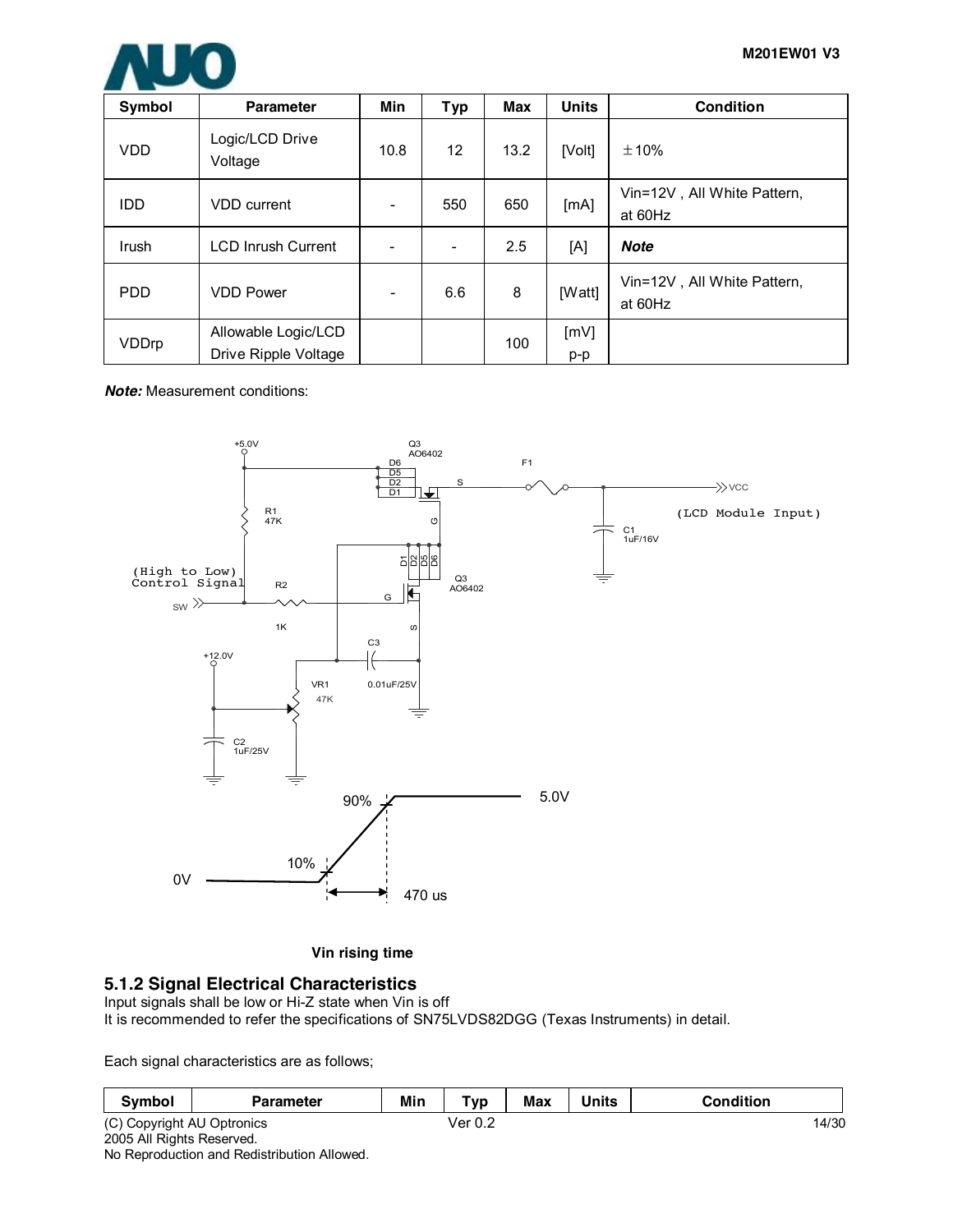| Symbol | Parameter | Min | Typ | Max | Units | Condition |
|---|---|---|---|---|---|---|
| VDD | Logic/LCD Drive Voltage | 10.8 | 12 | 13.2 | [Volt] | ±10% |
| IDD | VDD current | - | 550 | 650 | [mA] | Vin=12V , All White Pattern, at 60Hz |
| Irush | LCD Inrush Current | - | - | 2.5 | [A] | ***Note*** |
| PDD | VDD Power | - | 6.6 | 8 | [Watt] | Vin=12V , All White Pattern, at 60Hz |
| VDDrp | Allowable Logic/LCD Drive Ripple Voltage | | | 100 | [mV] p-p | |

***Note:*** Measurement conditions:

Vin rising time

### 5.1.2 Signal Electrical Characteristics

Input signals shall be low or Hi-Z state when Vin is off

It is recommended to refer the specifications of SN75LVDS82DGG (Texas Instruments) in detail.

Each signal characteristics are as follows;

| Symbol | Parameter | Min | Typ | Max | Units | Condition |
|---|---|---|---|---|---|---|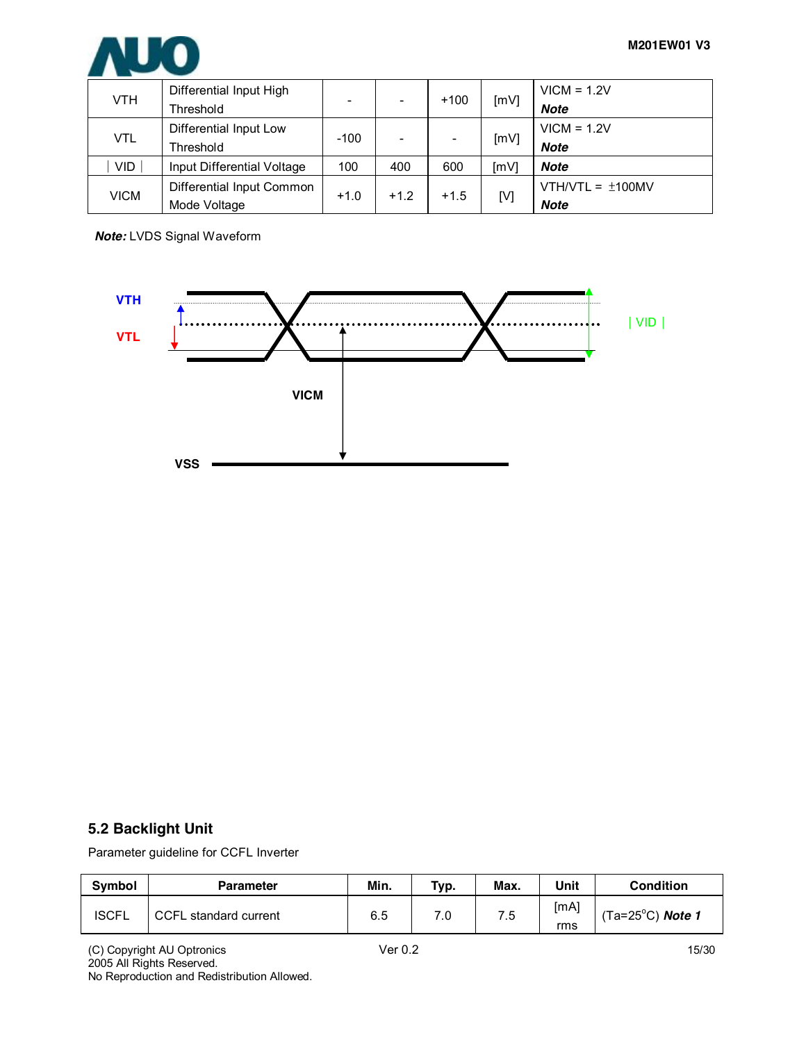| VTH | Differential Input High Threshold | - | - | +100 | [mV] | VICM = 1.2V ***Note*** |
|---|---|---|---|---|---|---|
| VTL | Differential Input Low Threshold | -100 | - | - | [mV] | VICM = 1.2V ***Note*** |
| \| VID \| | Input Differential Voltage | 100 | 400 | 600 | [mV] | ***Note*** |
| VICM | Differential Input Common Mode Voltage | +1.0 | +1.2 | +1.5 | [V] | VTH/VTL = ±100MV ***Note*** |

***Note:*** LVDS Signal Waveform

VTH

VTL

| VID |

VICM

VSS

## 5.2 Backlight Unit

Parameter guideline for CCFL Inverter

| Symbol | Parameter | Min. | Typ. | Max. | Unit | Condition |
|---|---|---|---|---|---|---|
| ISCFL | CCFL standard current | 6.5 | 7.0 | 7.5 | [mA] rms | (Ta=25°C) ***Note 1*** |

(C) Copyright AU Optronics
2005 All Rights Reserved.
No Reproduction and Redistribution Allowed.

Ver 0.2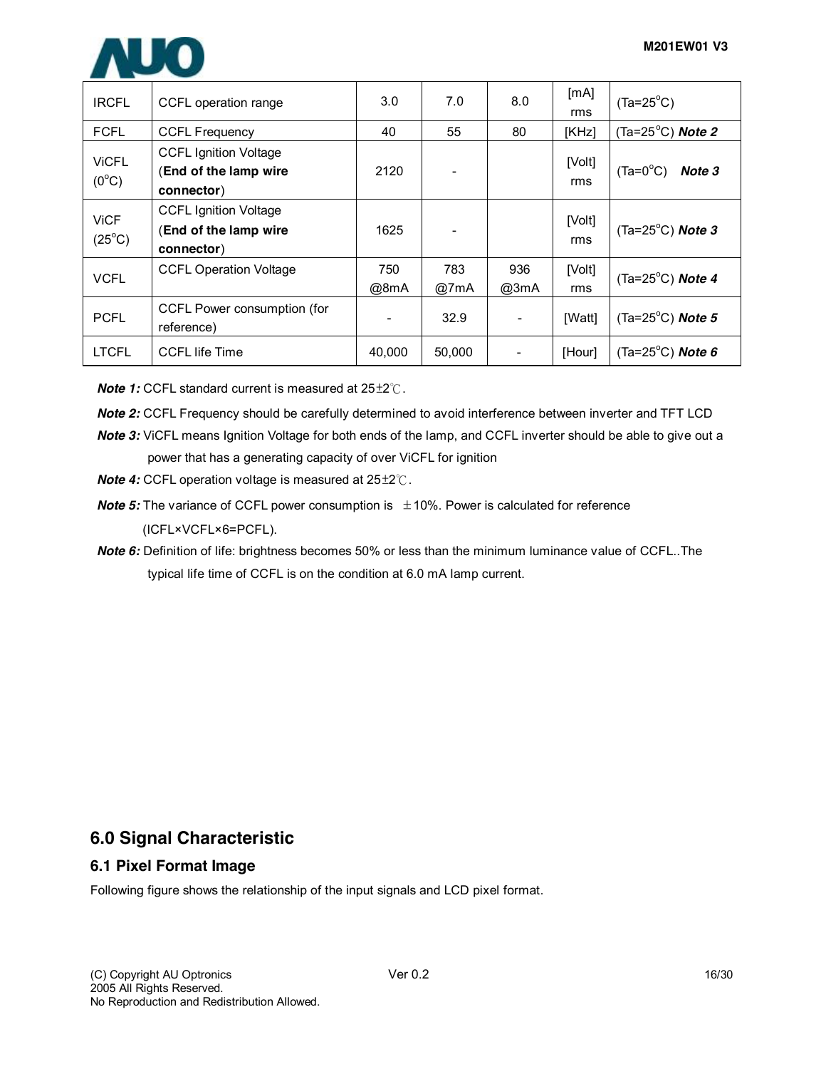| IRCFL | CCFL operation range | 3.0 | 7.0 | 8.0 | [mA] rms | (Ta=25°C) |
|---|---|---|---|---|---|---|
| FCFL | CCFL Frequency | 40 | 55 | 80 | [KHz] | (Ta=25°C) ***Note 2*** |
| ViCFL (0°C) | CCFL Ignition Voltage (**End of the lamp wire connector**) | 2120 | - | | [Volt] rms | (Ta=0°C) ***Note 3*** |
| ViCF (25°C) | CCFL Ignition Voltage (**End of the lamp wire connector**) | 1625 | - | | [Volt] rms | (Ta=25°C) ***Note 3*** |
| VCFL | CCFL Operation Voltage | 750 @8mA | 783 @7mA | 936 @3mA | [Volt] rms | (Ta=25°C) ***Note 4*** |
| PCFL | CCFL Power consumption (for reference) | - | 32.9 | - | [Watt] | (Ta=25°C) ***Note 5*** |
| LTCFL | CCFL life Time | 40,000 | 50,000 | - | [Hour] | (Ta=25°C) ***Note 6*** |

***Note 1:*** CCFL standard current is measured at 25±2℃.

***Note 2:*** CCFL Frequency should be carefully determined to avoid interference between inverter and TFT LCD

***Note 3:*** ViCFL means Ignition Voltage for both ends of the lamp, and CCFL inverter should be able to give out a power that has a generating capacity of over ViCFL for ignition

***Note 4:*** CCFL operation voltage is measured at 25±2℃.

***Note 5:*** The variance of CCFL power consumption is ±10%. Power is calculated for reference (ICFL×VCFL×6=PCFL).

***Note 6:*** Definition of life: brightness becomes 50% or less than the minimum luminance value of CCFL..The typical life time of CCFL is on the condition at 6.0 mA lamp current.

## 6.0 Signal Characteristic

### 6.1 Pixel Format Image

Following figure shows the relationship of the input signals and LCD pixel format.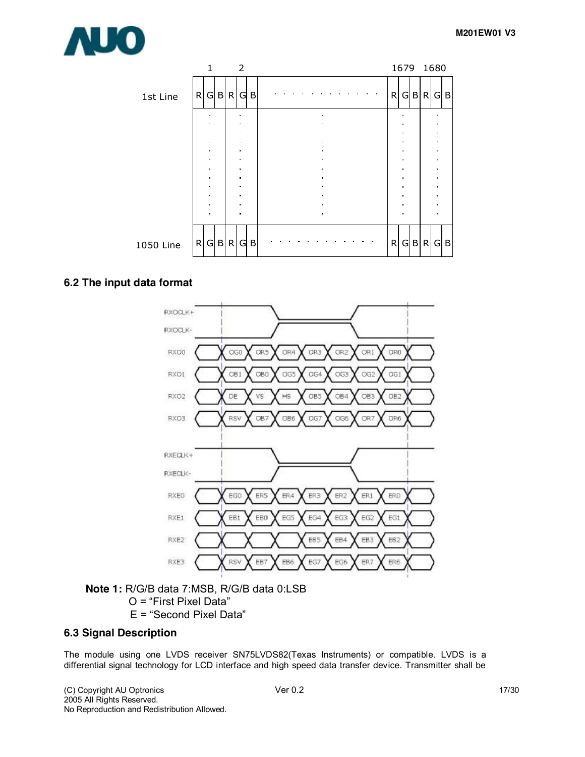|  | 1 |  |  | 2 |  |  |  | 1679 |  |  | 1680 |  |  |
|---|---|---|---|---|---|---|---|---|---|---|---|---|---|
| 1st Line | R | G | B | R | G | B | . . . . . . . . . . . . . | R | G | B | R | G | B |
|  | . |  |  | . |  |  | . | . |  |  | . |  |  |
| 1050 Line | R | G | B | R | G | B | . . . . . . . . . . . . . | R | G | B | R | G | B |

## 6.2 The input data format

| Signal | | | | | | | |
|---|---|---|---|---|---|---|---|
| RXO0 | OG0 | OR5 | OR4 | OR3 | OR2 | OR1 | OR0 |
| RXO1 | OB1 | OB0 | OG5 | OG4 | OG3 | OG2 | OG1 |
| RXO2 | DE | VS | HS | OB5 | OB4 | OB3 | OB2 |
| RXO3 | RSV | OB7 | OB6 | OG7 | OG6 | OR7 | OR6 |
| RXE0 | EG0 | ER5 | ER4 | ER3 | ER2 | ER1 | ER0 |
| RXE1 | EB1 | EB0 | EG5 | EG4 | EG3 | EG2 | EG1 |
| RXE2 | | | | EB5 | EB4 | EB3 | EB2 |
| RXE3 | RSV | EB7 | EB6 | EG7 | EG6 | ER7 | ER6 |

(RXOCLK+, RXOCLK-, RXECLK+, RXECLK- clock waveforms shown above the respective data lines.)

**Note 1:** R/G/B data 7:MSB, R/G/B data 0:LSB
O = "First Pixel Data"
E = "Second Pixel Data"

## 6.3 Signal Description

The module using one LVDS receiver SN75LVDS82(Texas Instruments) or compatible. LVDS is a differential signal technology for LCD interface and high speed data transfer device. Transmitter shall be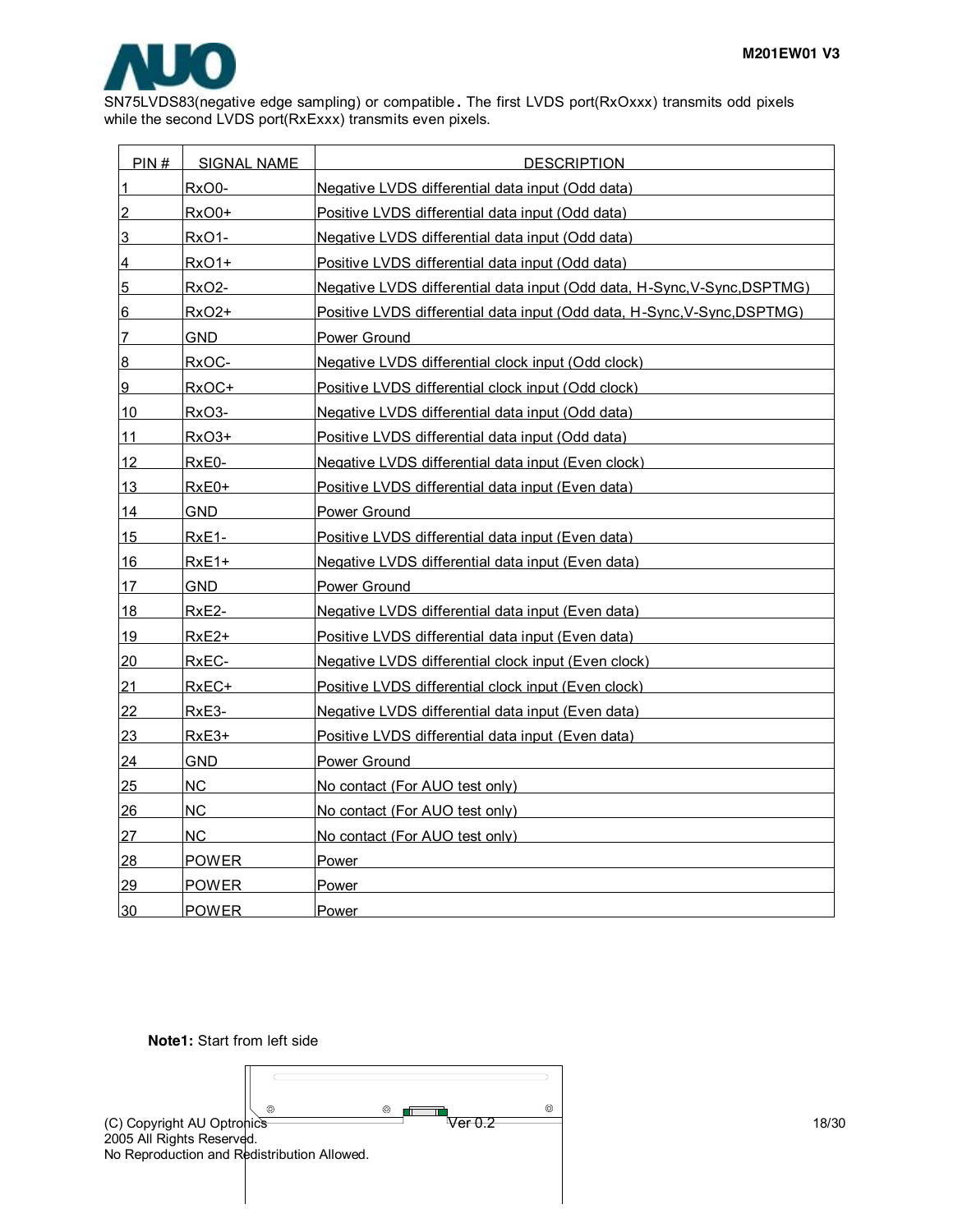SN75LVDS83(negative edge sampling) or compatible. The first LVDS port(RxOxxx) transmits odd pixels while the second LVDS port(RxExxx) transmits even pixels.

| PIN # | SIGNAL NAME | DESCRIPTION |
|---|---|---|
| 1 | RxO0- | Negative LVDS differential data input (Odd data) |
| 2 | RxO0+ | Positive LVDS differential data input (Odd data) |
| 3 | RxO1- | Negative LVDS differential data input (Odd data) |
| 4 | RxO1+ | Positive LVDS differential data input (Odd data) |
| 5 | RxO2- | Negative LVDS differential data input (Odd data, H-Sync,V-Sync,DSPTMG) |
| 6 | RxO2+ | Positive LVDS differential data input (Odd data, H-Sync,V-Sync,DSPTMG) |
| 7 | GND | Power Ground |
| 8 | RxOC- | Negative LVDS differential clock input (Odd clock) |
| 9 | RxOC+ | Positive LVDS differential clock input (Odd clock) |
| 10 | RxO3- | Negative LVDS differential data input (Odd data) |
| 11 | RxO3+ | Positive LVDS differential data input (Odd data) |
| 12 | RxE0- | Negative LVDS differential data input (Even clock) |
| 13 | RxE0+ | Positive LVDS differential data input (Even data) |
| 14 | GND | Power Ground |
| 15 | RxE1- | Positive LVDS differential data input (Even data) |
| 16 | RxE1+ | Negative LVDS differential data input (Even data) |
| 17 | GND | Power Ground |
| 18 | RxE2- | Negative LVDS differential data input (Even data) |
| 19 | RxE2+ | Positive LVDS differential data input (Even data) |
| 20 | RxEC- | Negative LVDS differential clock input (Even clock) |
| 21 | RxEC+ | Positive LVDS differential clock input (Even clock) |
| 22 | RxE3- | Negative LVDS differential data input (Even data) |
| 23 | RxE3+ | Positive LVDS differential data input (Even data) |
| 24 | GND | Power Ground |
| 25 | NC | No contact (For AUO test only) |
| 26 | NC | No contact (For AUO test only) |
| 27 | NC | No contact (For AUO test only) |
| 28 | POWER | Power |
| 29 | POWER | Power |
| 30 | POWER | Power |

**Note1:** Start from left side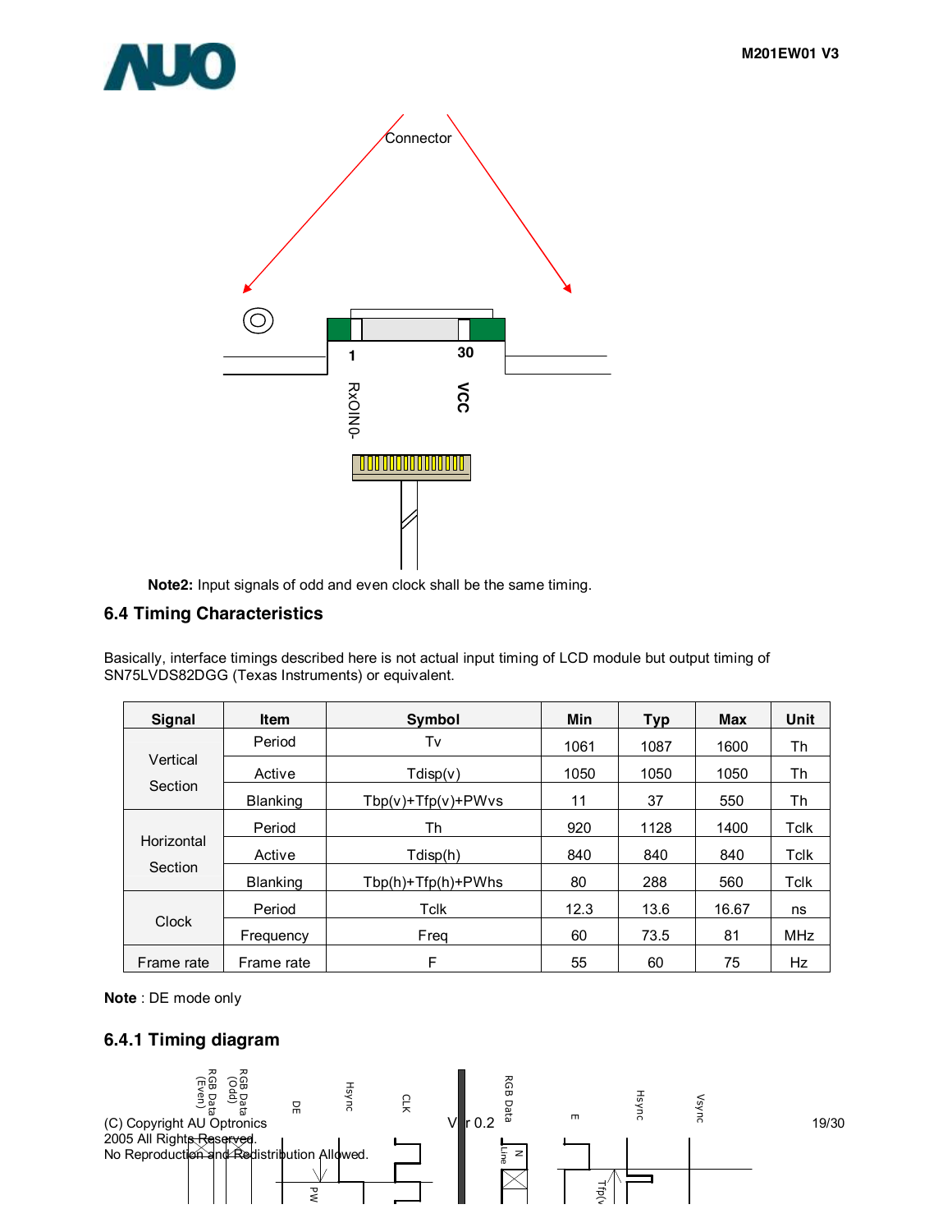Connector

1 30

RxOIN0- VCC

**Note2:** Input signals of odd and even clock shall be the same timing.

## 6.4 Timing Characteristics

Basically, interface timings described here is not actual input timing of LCD module but output timing of SN75LVDS82DGG (Texas Instruments) or equivalent.

| Signal | Item | Symbol | Min | Typ | Max | Unit |
|---|---|---|---|---|---|---|
| Vertical Section | Period | Tv | 1061 | 1087 | 1600 | Th |
| | Active | Tdisp(v) | 1050 | 1050 | 1050 | Th |
| | Blanking | Tbp(v)+Tfp(v)+PWvs | 11 | 37 | 550 | Th |
| Horizontal Section | Period | Th | 920 | 1128 | 1400 | Tclk |
| | Active | Tdisp(h) | 840 | 840 | 840 | Tclk |
| | Blanking | Tbp(h)+Tfp(h)+PWhs | 80 | 288 | 560 | Tclk |
| Clock | Period | Tclk | 12.3 | 13.6 | 16.67 | ns |
| | Frequency | Freq | 60 | 73.5 | 81 | MHz |
| Frame rate | Frame rate | F | 55 | 60 | 75 | Hz |

**Note** : DE mode only

### 6.4.1 Timing diagram

RGB Data (Even) RGB Data (Odd) DE Hsync CLK RGB Data E Hsync Vsync PW N Line Tfp(v)

(C) Copyright AU Optronics
2005 All Rights Reserved.
No Reproduction and Redistribution Allowed.

Ver 0.2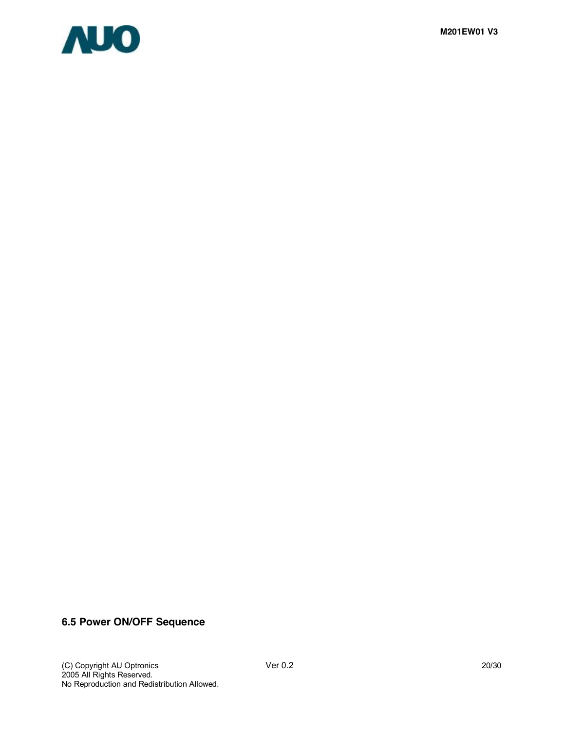### 6.5 Power ON/OFF Sequence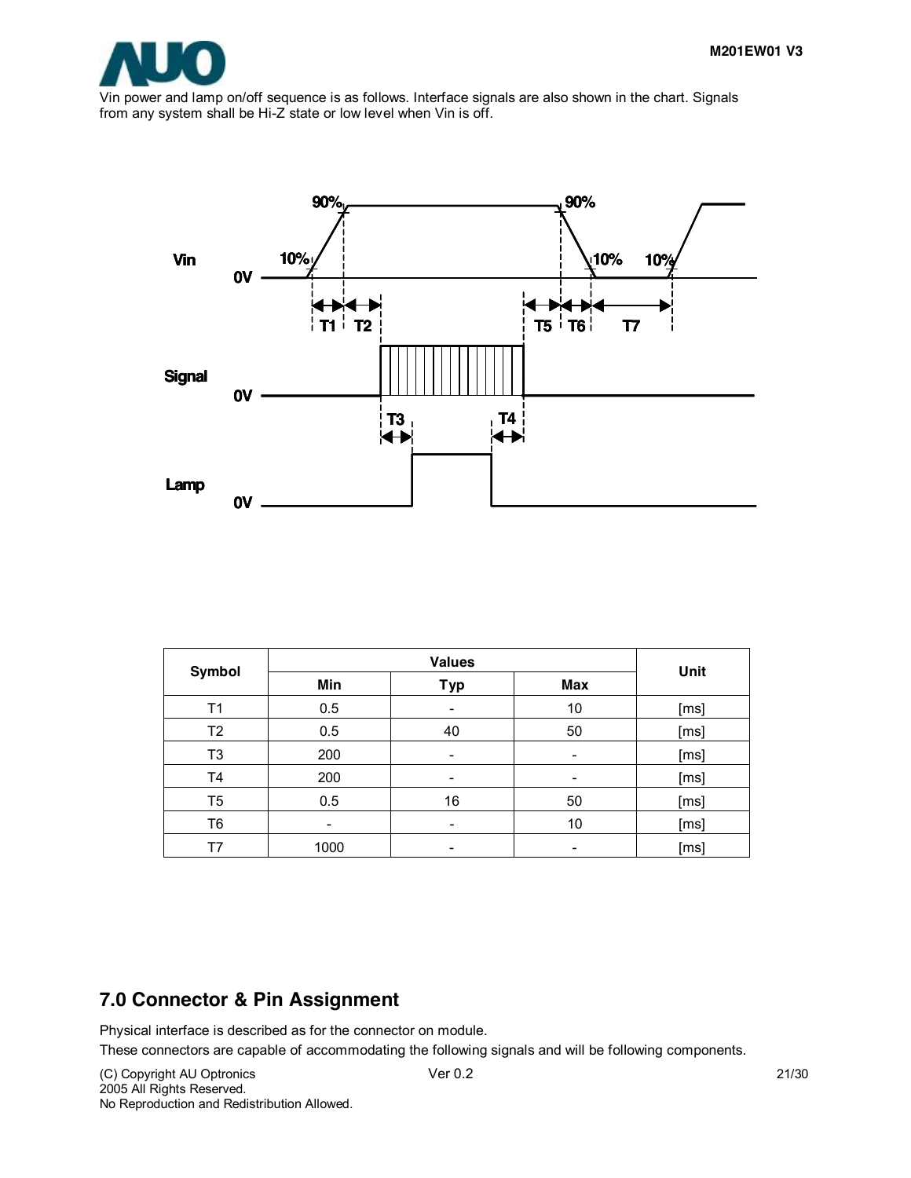Vin power and lamp on/off sequence is as follows. Interface signals are also shown in the chart. Signals from any system shall be Hi-Z state or low level when Vin is off.

| Symbol | Values | | | Unit |
|---|---|---|---|---|
| | Min | Typ | Max | |
| T1 | 0.5 | - | 10 | [ms] |
| T2 | 0.5 | 40 | 50 | [ms] |
| T3 | 200 | - | - | [ms] |
| T4 | 200 | - | - | [ms] |
| T5 | 0.5 | 16 | 50 | [ms] |
| T6 | - | - | 10 | [ms] |
| T7 | 1000 | - | - | [ms] |

## 7.0 Connector & Pin Assignment

Physical interface is described as for the connector on module.

These connectors are capable of accommodating the following signals and will be following components.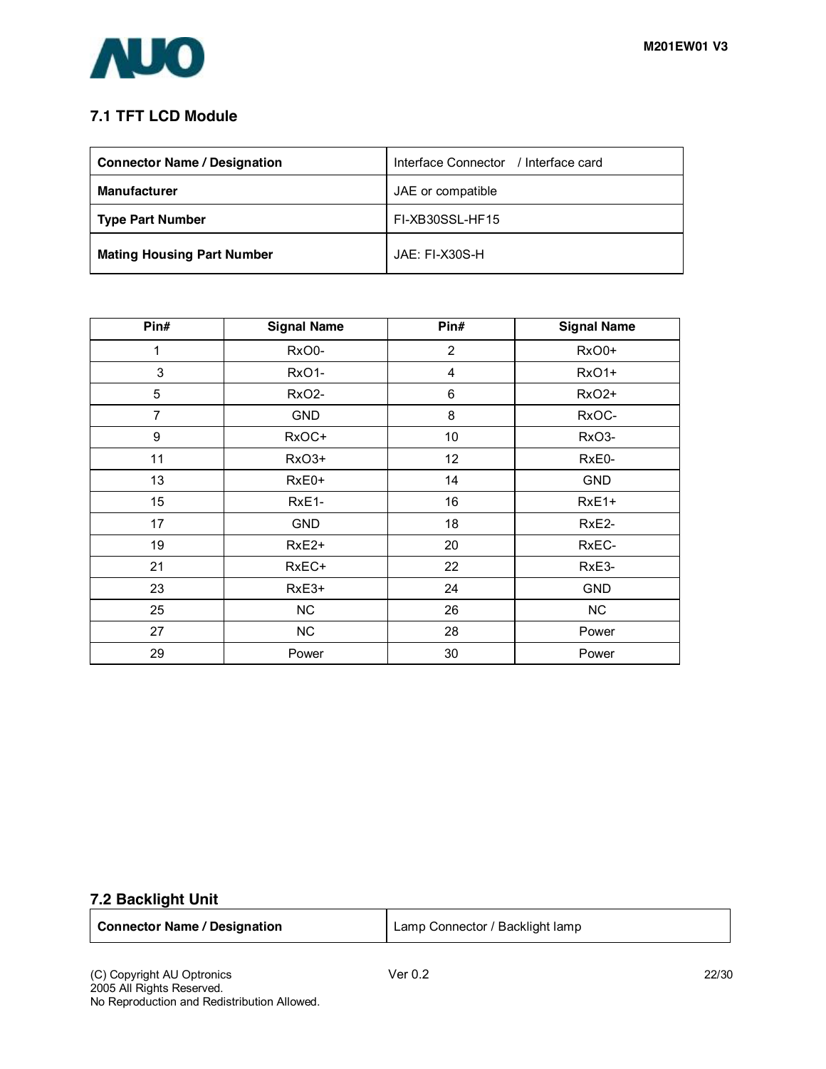### 7.1 TFT LCD Module

| Connector Name / Designation | Interface Connector / Interface card |
|---|---|
| Manufacturer | JAE or compatible |
| Type Part Number | FI-XB30SSL-HF15 |
| Mating Housing Part Number | JAE: FI-X30S-H |

| Pin# | Signal Name | Pin# | Signal Name |
|---|---|---|---|
| 1 | RxO0- | 2 | RxO0+ |
| 3 | RxO1- | 4 | RxO1+ |
| 5 | RxO2- | 6 | RxO2+ |
| 7 | GND | 8 | RxOC- |
| 9 | RxOC+ | 10 | RxO3- |
| 11 | RxO3+ | 12 | RxE0- |
| 13 | RxE0+ | 14 | GND |
| 15 | RxE1- | 16 | RxE1+ |
| 17 | GND | 18 | RxE2- |
| 19 | RxE2+ | 20 | RxEC- |
| 21 | RxEC+ | 22 | RxE3- |
| 23 | RxE3+ | 24 | GND |
| 25 | NC | 26 | NC |
| 27 | NC | 28 | Power |
| 29 | Power | 30 | Power |

### 7.2 Backlight Unit

| Connector Name / Designation | Lamp Connector / Backlight lamp |
|---|---|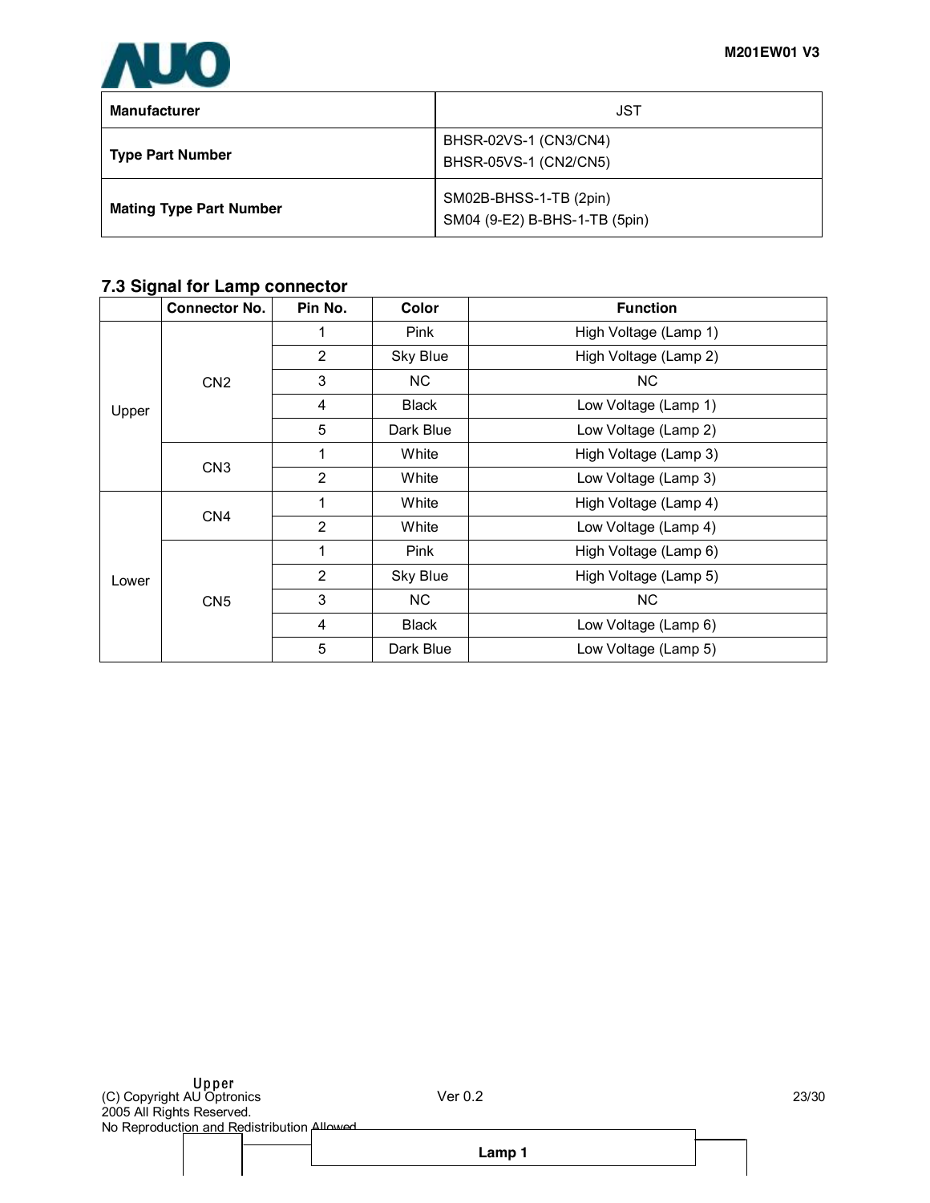| Manufacturer | JST |
|---|---|
| Type Part Number | BHSR-02VS-1 (CN3/CN4)<br>BHSR-05VS-1 (CN2/CN5) |
| Mating Type Part Number | SM02B-BHSS-1-TB (2pin)<br>SM04 (9-E2) B-BHS-1-TB (5pin) |

### 7.3 Signal for Lamp connector

| | Connector No. | Pin No. | Color | Function |
|---|---|---|---|---|
| Upper | CN2 | 1 | Pink | High Voltage (Lamp 1) |
| | | 2 | Sky Blue | High Voltage (Lamp 2) |
| | | 3 | NC | NC |
| | | 4 | Black | Low Voltage (Lamp 1) |
| | | 5 | Dark Blue | Low Voltage (Lamp 2) |
| | CN3 | 1 | White | High Voltage (Lamp 3) |
| | | 2 | White | Low Voltage (Lamp 3) |
| Lower | CN4 | 1 | White | High Voltage (Lamp 4) |
| | | 2 | White | Low Voltage (Lamp 4) |
| | CN5 | 1 | Pink | High Voltage (Lamp 6) |
| | | 2 | Sky Blue | High Voltage (Lamp 5) |
| | | 3 | NC | NC |
| | | 4 | Black | Low Voltage (Lamp 6) |
| | | 5 | Dark Blue | Low Voltage (Lamp 5) |

Upper

Lamp 1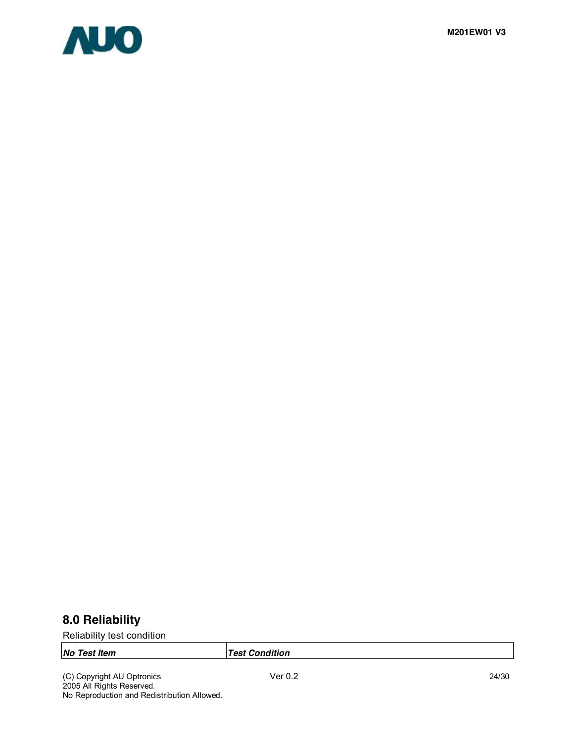## 8.0 Reliability

Reliability test condition

| *No* | *Test Item* | *Test Condition* |
| --- | --- | --- |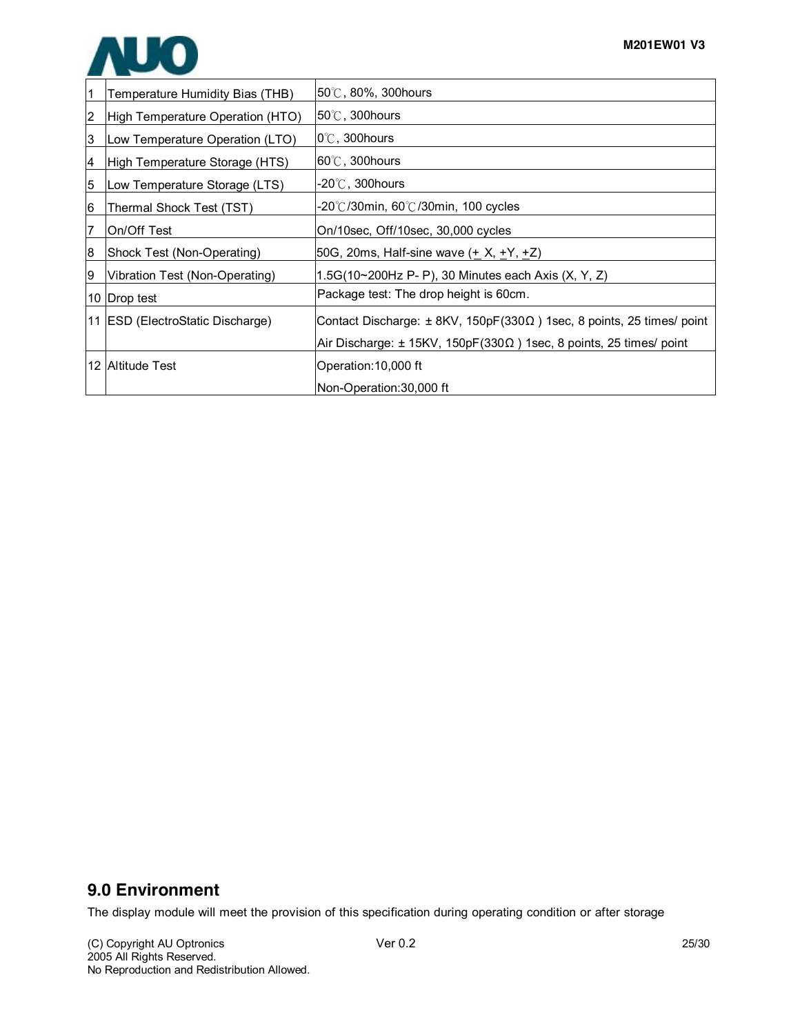| 1 | Temperature Humidity Bias (THB) | 50℃, 80%, 300hours |
|---|---|---|
| 2 | High Temperature Operation (HTO) | 50℃, 300hours |
| 3 | Low Temperature Operation (LTO) | 0℃, 300hours |
| 4 | High Temperature Storage (HTS) | 60℃, 300hours |
| 5 | Low Temperature Storage (LTS) | -20℃, 300hours |
| 6 | Thermal Shock Test (TST) | -20℃/30min, 60℃/30min, 100 cycles |
| 7 | On/Off Test | On/10sec, Off/10sec, 30,000 cycles |
| 8 | Shock Test (Non-Operating) | 50G, 20ms, Half-sine wave (± X, ±Y, ±Z) |
| 9 | Vibration Test (Non-Operating) | 1.5G(10~200Hz P- P), 30 Minutes each Axis (X, Y, Z) |
| 10 | Drop test | Package test: The drop height is 60cm. |
| 11 | ESD (ElectroStatic Discharge) | Contact Discharge: ± 8KV, 150pF(330Ω ) 1sec, 8 points, 25 times/ point<br>Air Discharge: ± 15KV, 150pF(330Ω ) 1sec, 8 points, 25 times/ point |
| 12 | Altitude Test | Operation:10,000 ft<br>Non-Operation:30,000 ft |

## 9.0 Environment

The display module will meet the provision of this specification during operating condition or after storage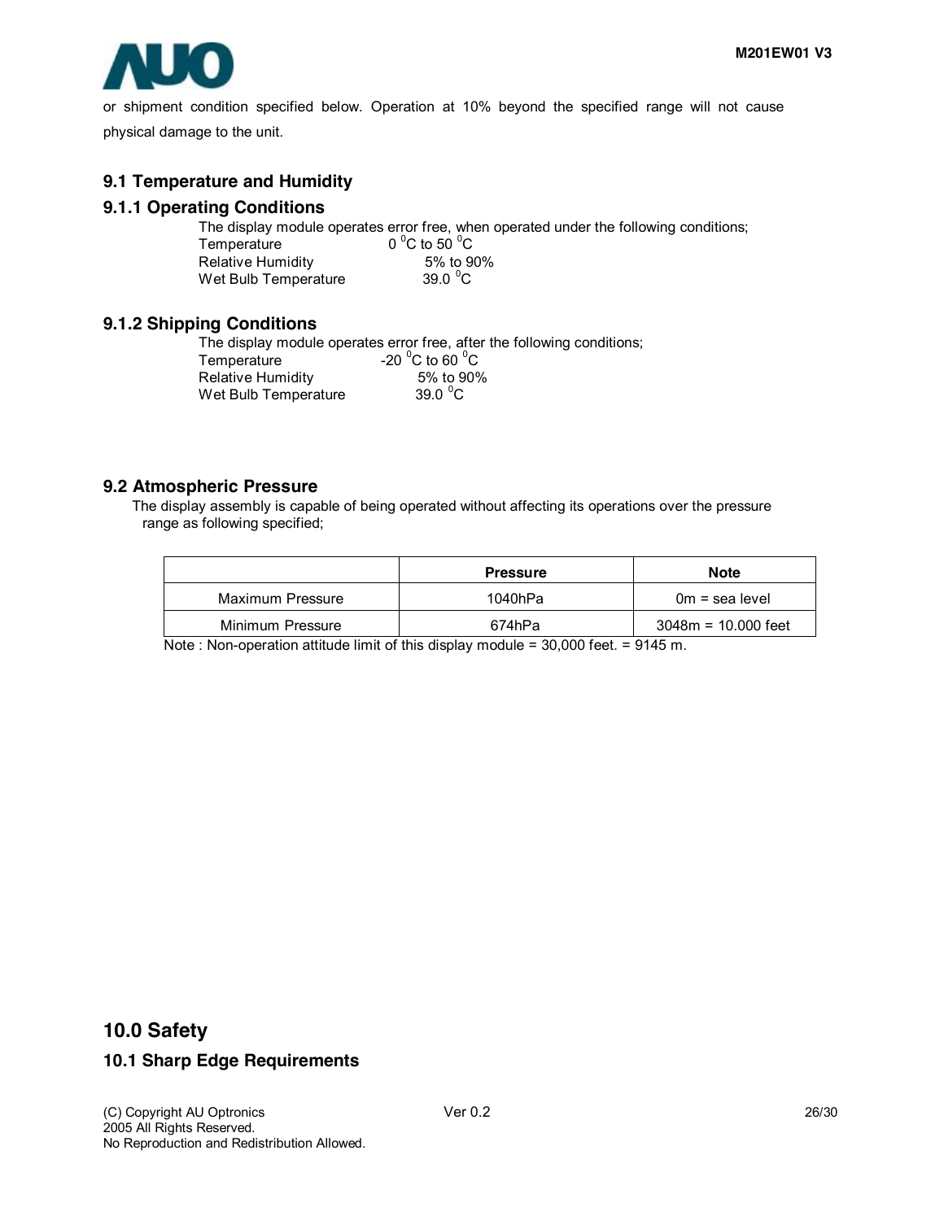or shipment condition specified below. Operation at 10% beyond the specified range will not cause physical damage to the unit.

## 9.1 Temperature and Humidity

### 9.1.1 Operating Conditions

The display module operates error free, when operated under the following conditions;

Temperature 0 $^{0}$C to 50 $^{0}$C
Relative Humidity 5% to 90%
Wet Bulb Temperature 39.0 $^{0}$C

### 9.1.2 Shipping Conditions

The display module operates error free, after the following conditions;

Temperature -20 $^{0}$C to 60 $^{0}$C
Relative Humidity 5% to 90%
Wet Bulb Temperature 39.0 $^{0}$C

## 9.2 Atmospheric Pressure

The display assembly is capable of being operated without affecting its operations over the pressure range as following specified;

| | Pressure | Note |
|---|---|---|
| Maximum Pressure | 1040hPa | 0m = sea level |
| Minimum Pressure | 674hPa | 3048m = 10.000 feet |

Note : Non-operation attitude limit of this display module = 30,000 feet. = 9145 m.

# 10.0 Safety

## 10.1 Sharp Edge Requirements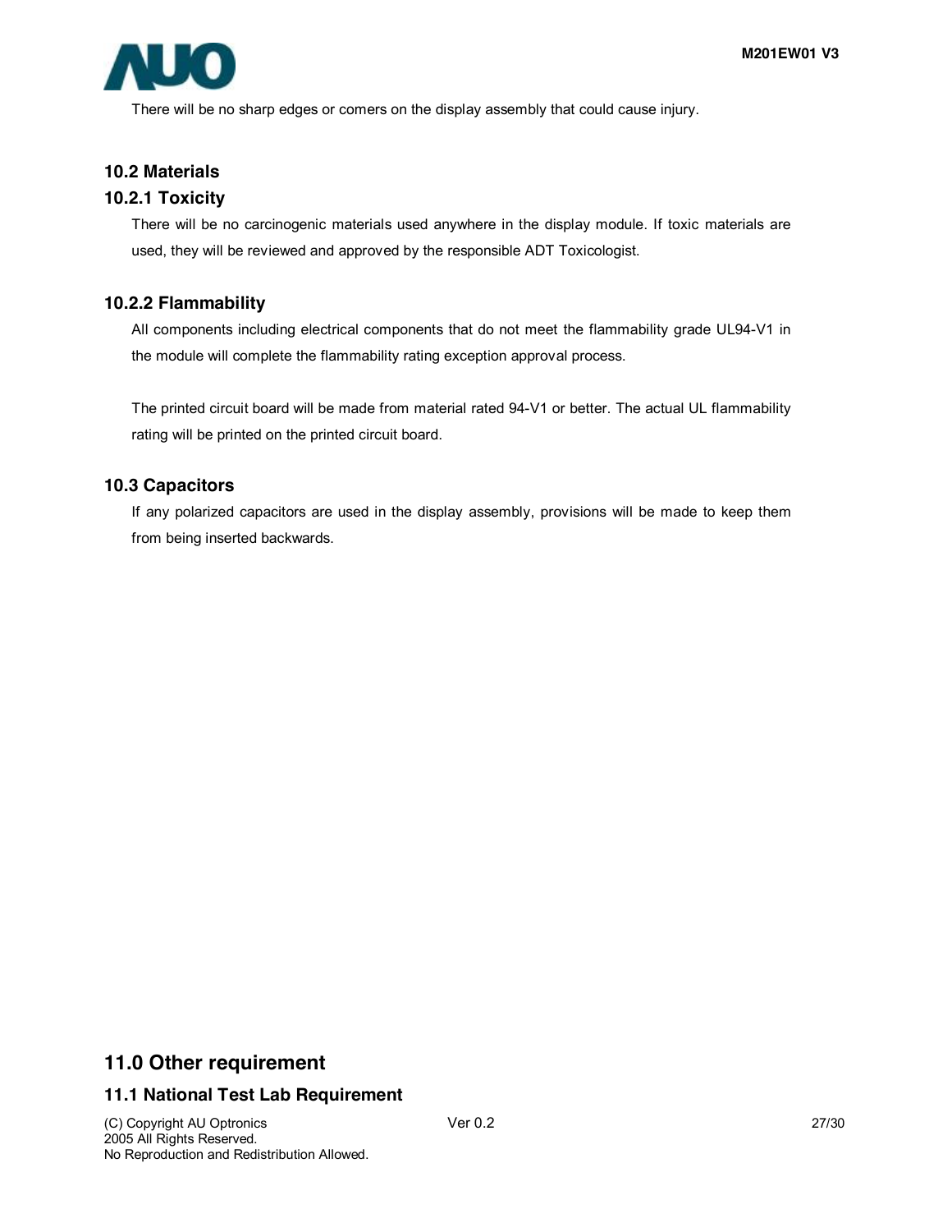There will be no sharp edges or comers on the display assembly that could cause injury.

## 10.2 Materials

### 10.2.1 Toxicity

There will be no carcinogenic materials used anywhere in the display module. If toxic materials are used, they will be reviewed and approved by the responsible ADT Toxicologist.

### 10.2.2 Flammability

All components including electrical components that do not meet the flammability grade UL94-V1 in the module will complete the flammability rating exception approval process.

The printed circuit board will be made from material rated 94-V1 or better. The actual UL flammability rating will be printed on the printed circuit board.

## 10.3 Capacitors

If any polarized capacitors are used in the display assembly, provisions will be made to keep them from being inserted backwards.

# 11.0 Other requirement

## 11.1 National Test Lab Requirement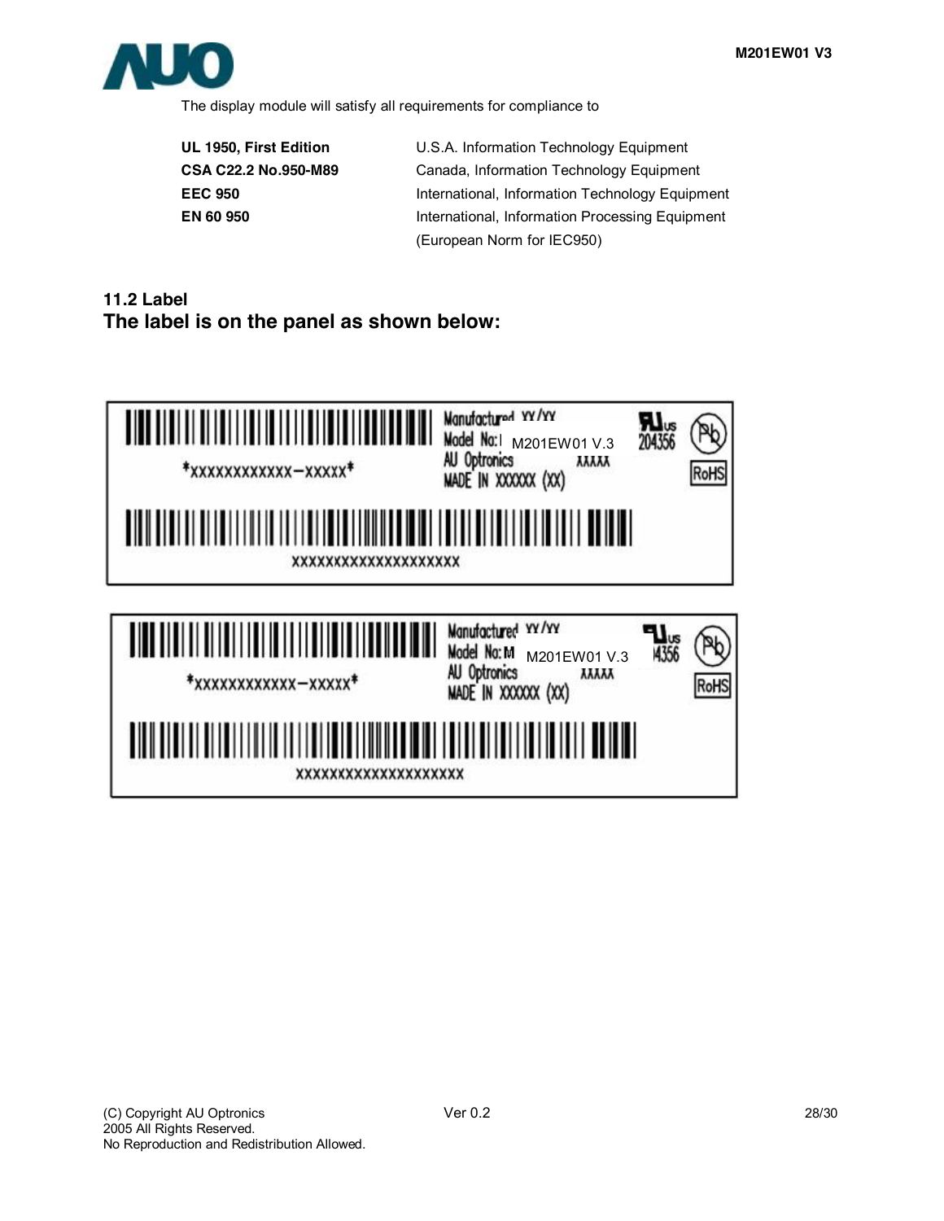The display module will satisfy all requirements for compliance to

| | |
|---|---|
| **UL 1950, First Edition** | U.S.A. Information Technology Equipment |
| **CSA C22.2 No.950-M89** | Canada, Information Technology Equipment |
| **EEC 950** | International, Information Technology Equipment |
| **EN 60 950** | International, Information Processing Equipment (European Norm for IEC950) |

### 11.2 Label

## The label is on the panel as shown below:

*XXXXXXXXXXXX−XXXXX*

Manufactured YY/YY
Model No: M201EW01 V.3
AU Optronics XXXXX
MADE IN XXXXXX (XX)

204356

RoHS

XXXXXXXXXXXXXXXXXXXX

*XXXXXXXXXXXX−XXXXX*

Manufactured YY/YY
Model No: M201EW01 V.3
AU Optronics XXXXX
MADE IN XXXXXX (XX)

14356

RoHS

XXXXXXXXXXXXXXXXXXXX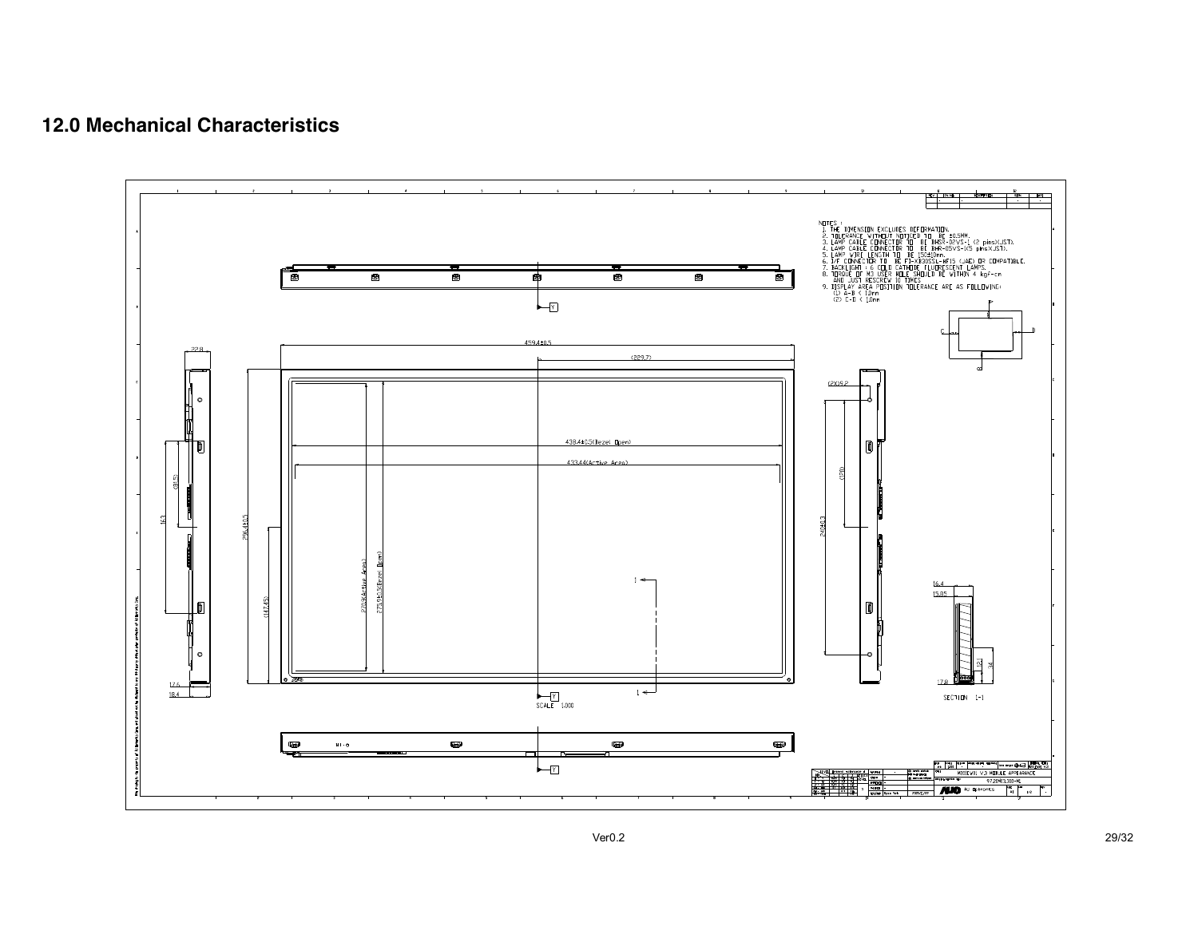## 12.0 Mechanical Characteristics

NOTES :
1. THE DIMENSION EXCLUDES DEFORMATION.
2. TOLERANCE WITHOUT NOTICED TO BE ±0.5MM.
3. LAMP CABLE CONNECTOR TO BE BHSR-02VS-1 (2 pins)(JST).
4. LAMP CABLE CONNECTOR TO BE BHR-05VS-1(5 pins)(JST).
5. LAMP WIRE LENGTH TO BE 150±10mm.
6. I/F CONNECTOR TO BE FI-X30SSL-HF15 (JAE) OR COMPATIBLE.
7. BACKLIGHT : 6 COLD CATHODE FLUORESCENT LAMPS.
8. TORQUE OF M3 USER HOLE SHOULD BE WITHIN 4 kgf-cm AND JUST RESCREW 10 TIMES.
9. DISPLAY AREA POSITION TOLERANCE ARE AS FOLLOWING:
   (1) A-B < 1.0mm
   (2) C-D < 1.0mm

459.4±0.5

(229.7)

438.4±0.5(Bezel Open)

433.44(Active Area)

296.4±0.5

275.9±0.5(Bezel Open)

270.9(Active Area)

(147.45)

22.8

(81.5)

163

17.6

16.4

(2X)9.2

(128)

240±0.3

16.4

15.85

12.1

34

17.8

SECTION I-I

SCALE 1:000

M190EW01 V.3 MODULE APPEARANCE

AU Optronics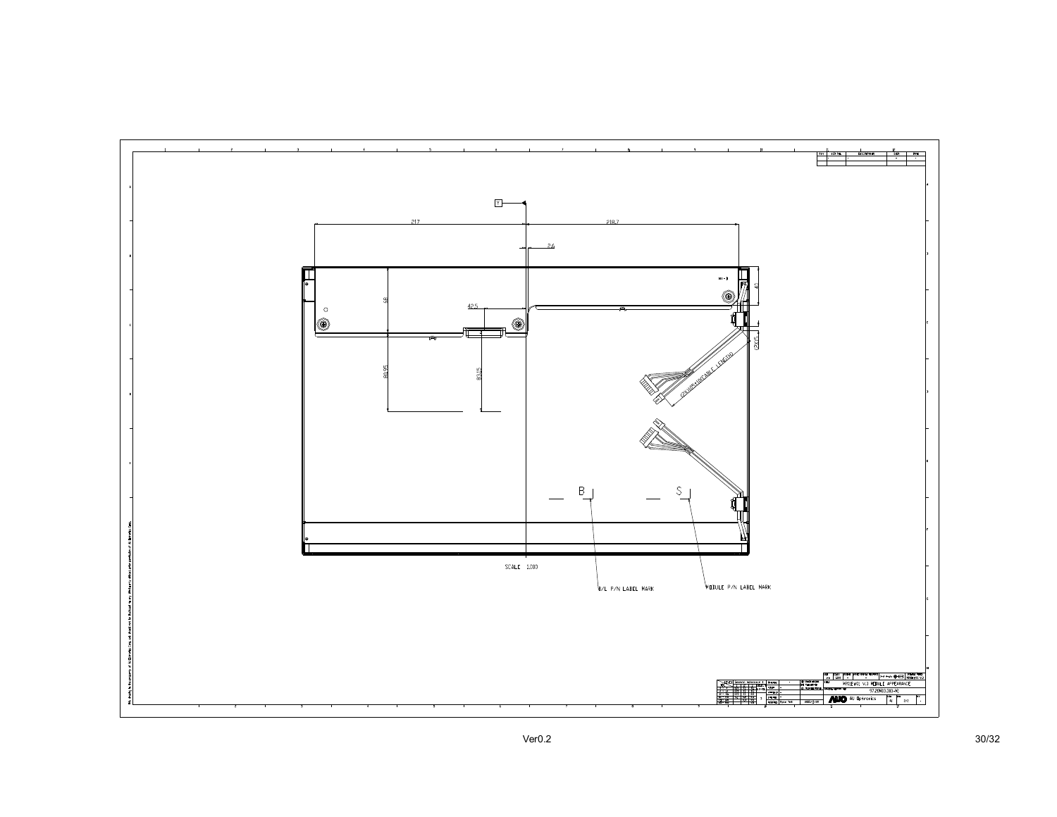217

218.7

2.6

58

42.5

40

80.95

83.15

(2X)65 CABLE LENGTH

(2X)15

B

S

SCALE 1.000

B/L P/N LABEL MARK

MODULE P/N LABEL MARK

M201EW01 V.3 MODULE APPEARANCE

97.20W03.300-MC

AU Optronics

Ver0.2